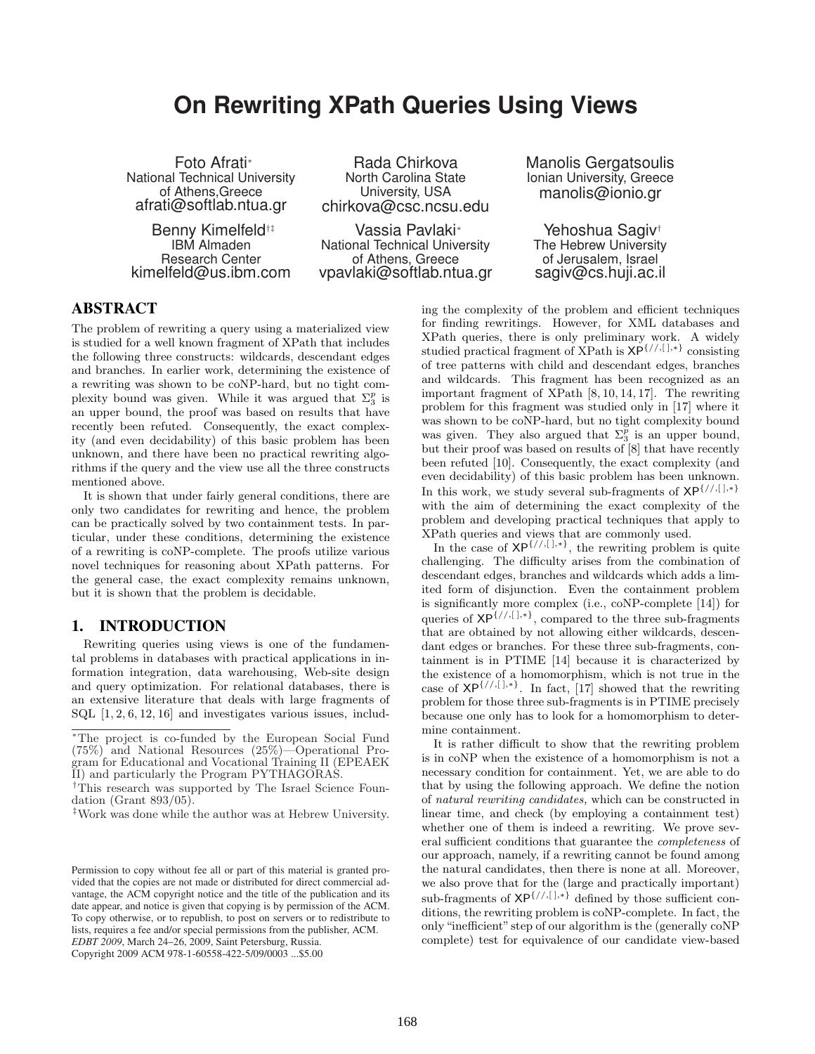# On Rewriting XPath Queries Using Views

Foto Afrati[*]
National Technical University of Athens, Greece
afrati@softlab.ntua.gr

Rada Chirkova
North Carolina State University, USA
chirkova@csc.ncsu.edu

Manolis Gergatsoulis
Ionian University, Greece
manolis@ionio.gr

Benny Kimelfeld[†‡]
IBM Almaden Research Center
kimelfeld@us.ibm.com

Vassia Pavlaki[*]
National Technical University of Athens, Greece
vpavlaki@softlab.ntua.gr

Yehoshua Sagiv[†]
The Hebrew University of Jerusalem, Israel
sagiv@cs.huji.ac.il

## ABSTRACT

The problem of rewriting a query using a materialized view is studied for a well known fragment of XPath that includes the following three constructs: wildcards, descendant edges and branches. In earlier work, determining the existence of a rewriting was shown to be coNP-hard, but no tight complexity bound was given. While it was argued that $\Sigma_3^p$ is an upper bound, the proof was based on results that have recently been refuted. Consequently, the exact complexity (and even decidability) of this basic problem has been unknown, and there have been no practical rewriting algorithms if the query and the view use all the three constructs mentioned above.

It is shown that under fairly general conditions, there are only two candidates for rewriting and hence, the problem can be practically solved by two containment tests. In particular, under these conditions, determining the existence of a rewriting is coNP-complete. The proofs utilize various novel techniques for reasoning about XPath patterns. For the general case, the exact complexity remains unknown, but it is shown that the problem is decidable.

## 1. INTRODUCTION

Rewriting queries using views is one of the fundamental problems in databases with practical applications in information integration, data warehousing, Web-site design and query optimization. For relational databases, there is an extensive literature that deals with large fragments of SQL [1, 2, 6, 12, 16] and investigates various issues, including the complexity of the problem and efficient techniques for finding rewritings. However, for XML databases and XPath queries, there is only preliminary work. A widely studied practical fragment of XPath is $\mathsf{XP}^{\{//,[\,],*\}}$ consisting of tree patterns with child and descendant edges, branches and wildcards. This fragment has been recognized as an important fragment of XPath [8, 10, 14, 17]. The rewriting problem for this fragment was studied only in [17] where it was shown to be coNP-hard, but no tight complexity bound was given. They also argued that $\Sigma_3^p$ is an upper bound, but their proof was based on results of [8] that have recently been refuted [10]. Consequently, the exact complexity (and even decidability) of this basic problem has been unknown. In this work, we study several sub-fragments of $\mathsf{XP}^{\{//,[\,],*\}}$ with the aim of determining the exact complexity of the problem and developing practical techniques that apply to XPath queries and views that are commonly used.

In the case of $\mathsf{XP}^{\{//,[\,],*\}}$, the rewriting problem is quite challenging. The difficulty arises from the combination of descendant edges, branches and wildcards which adds a limited form of disjunction. Even the containment problem is significantly more complex (i.e., coNP-complete [14]) for queries of $\mathsf{XP}^{\{//,[\,],*\}}$, compared to the three sub-fragments that are obtained by not allowing either wildcards, descendant edges or branches. For these three sub-fragments, containment is in PTIME [14] because it is characterized by the existence of a homomorphism, which is not true in the case of $\mathsf{XP}^{\{//,[\,],*\}}$. In fact, [17] showed that the rewriting problem for those three sub-fragments is in PTIME precisely because one only has to look for a homomorphism to determine containment.

It is rather difficult to show that the rewriting problem is in coNP when the existence of a homomorphism is not a necessary condition for containment. Yet, we are able to do that by using the following approach. We define the notion of *natural rewriting candidates,* which can be constructed in linear time, and check (by employing a containment test) whether one of them is indeed a rewriting. We prove several sufficient conditions that guarantee the *completeness* of our approach, namely, if a rewriting cannot be found among the natural candidates, then there is none at all. Moreover, we also prove that for the (large and practically important) sub-fragments of $\mathsf{XP}^{\{//,[\,],*\}}$ defined by those sufficient conditions, the rewriting problem is coNP-complete. In fact, the only "inefficient" step of our algorithm is the (generally coNP complete) test for equivalence of our candidate view-based

---

[*]The project is co-funded by the European Social Fund (75%) and National Resources (25%)—Operational Program for Educational and Vocational Training II (EPEAEK II) and particularly the Program PYTHAGORAS.

[†]This research was supported by The Israel Science Foundation (Grant 893/05).

[‡]Work was done while the author was at Hebrew University.

Permission to copy without fee all or part of this material is granted provided that the copies are not made or distributed for direct commercial advantage, the ACM copyright notice and the title of the publication and its date appear, and notice is given that copying is by permission of the ACM. To copy otherwise, or to republish, to post on servers or to redistribute to lists, requires a fee and/or special permissions from the publisher, ACM.
*EDBT 2009*, March 24–26, 2009, Saint Petersburg, Russia.
Copyright 2009 ACM 978-1-60558-422-5/09/0003 ...$5.00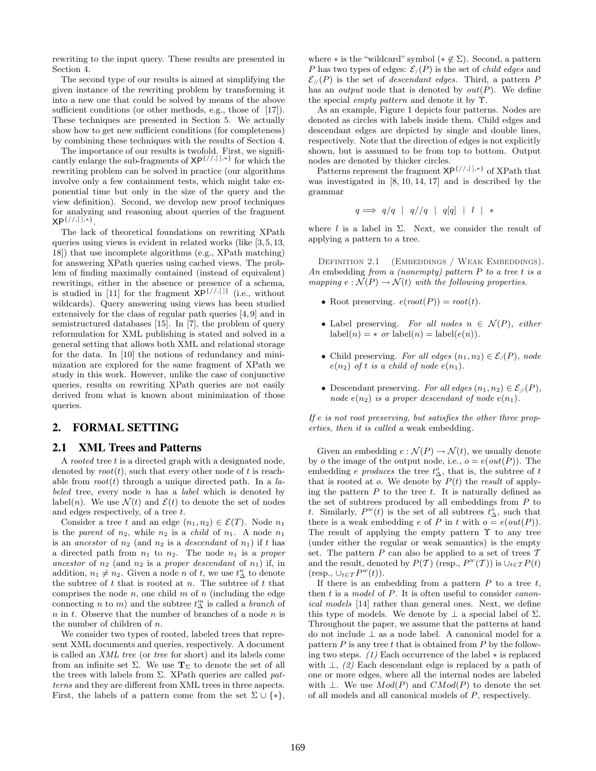rewriting to the input query. These results are presented in Section 4.

The second type of our results is aimed at simplifying the given instance of the rewriting problem by transforming it into a new one that could be solved by means of the above sufficient conditions (or other methods, e.g., those of [17]). These techniques are presented in Section 5. We actually show how to get new sufficient conditions (for completeness) by combining these techniques with the results of Section 4.

The importance of our results is twofold. First, we significantly enlarge the sub-fragments of $\mathsf{XP}^{\{//,[],*\}}$ for which the rewriting problem can be solved in practice (our algorithms involve only a few containment tests, which might take exponential time but only in the size of the query and the view definition). Second, we develop new proof techniques for analyzing and reasoning about queries of the fragment $\mathsf{XP}^{\{//,[],*\}}$.

The lack of theoretical foundations on rewriting XPath queries using views is evident in related works (like [3, 5, 13, 18]) that use incomplete algorithms (e.g., XPath matching) for answering XPath queries using cached views. The problem of finding maximally contained (instead of equivalent) rewritings, either in the absence or presence of a schema, is studied in [11] for the fragment $\mathsf{XP}^{\{//,[]\}}$ (i.e., without wildcards). Query answering using views has been studied extensively for the class of regular path queries [4, 9] and in semistructured databases [15]. In [7], the problem of query reformulation for XML publishing is stated and solved in a general setting that allows both XML and relational storage for the data. In [10] the notions of redundancy and minimization are explored for the same fragment of XPath we study in this work. However, unlike the case of conjunctive queries, results on rewriting XPath queries are not easily derived from what is known about minimization of those queries.

## 2. FORMAL SETTING

### 2.1 XML Trees and Patterns

A *rooted* tree $t$ is a directed graph with a designated node, denoted by $root(t)$, such that every other node of $t$ is reachable from $root(t)$ through a unique directed path. In a *labeled* tree, every node $n$ has a *label* which is denoted by $\text{label}(n)$. We use $\mathcal{N}(t)$ and $\mathcal{E}(t)$ to denote the set of nodes and edges respectively, of a tree $t$.

Consider a tree $t$ and an edge $(n_1, n_2) \in \mathcal{E}(T)$. Node $n_1$ is the *parent* of $n_2$, while $n_2$ is a *child* of $n_1$. A node $n_1$ is an *ancestor* of $n_2$ (and $n_2$ is a *descendant* of $n_1$) if $t$ has a directed path from $n_1$ to $n_2$. The node $n_1$ is a *proper ancestor* of $n_2$ (and $n_2$ is a *proper descendant* of $n_1$) if, in addition, $n_1 \neq n_2$. Given a node $n$ of $t$, we use $t^n_\Delta$ to denote the subtree of $t$ that is rooted at $n$. The subtree of $t$ that comprises the node $n$, one child $m$ of $n$ (including the edge connecting $n$ to $m$) and the subtree $t^m_\Delta$ is called a *branch* of $n$ in $t$. Observe that the number of branches of a node $n$ is the number of children of $n$.

We consider two types of rooted, labeled trees that represent XML documents and queries, respectively. A document is called an *XML tree* (or *tree* for short) and its labels come from an infinite set $\Sigma$. We use $\mathbf{T}_\Sigma$ to denote the set of all the trees with labels from $\Sigma$. XPath queries are called *patterns* and they are different from XML trees in three aspects. First, the labels of a pattern come from the set $\Sigma \cup \{*\}$, where $*$ is the "wildcard" symbol ($* \notin \Sigma$). Second, a pattern $P$ has two types of edges: $\mathcal{E}_/(P)$ is the set of *child edges* and $\mathcal{E}_{//}(P)$ is the set of *descendant edges.* Third, a pattern $P$ has an *output* node that is denoted by $out(P)$. We define the special *empty pattern* and denote it by $\Upsilon$.

As an example, Figure 1 depicts four patterns. Nodes are denoted as circles with labels inside them. Child edges and descendant edges are depicted by single and double lines, respectively. Note that the direction of edges is not explicitly shown, but is assumed to be from top to bottom. Output nodes are denoted by thicker circles.

Patterns represent the fragment $\mathsf{XP}^{\{//,[],*\}}$ of XPath that was investigated in [8, 10, 14, 17] and is described by the grammar

$$q \Longrightarrow q/q \;\mid\; q//q \;\mid\; q[q] \;\mid\; l \;\mid\; *$$

where $l$ is a label in $\Sigma$. Next, we consider the result of applying a pattern to a tree.

Definition 2.1 (Embeddings / Weak Embeddings). *An* embedding *from a (nonempty) pattern $P$ to a tree $t$ is a mapping $e : \mathcal{N}(P) \rightarrow \mathcal{N}(t)$ with the following properties.*

- Root preserving. $e(root(P)) = root(t)$.
- Label preserving. *For all nodes $n \in \mathcal{N}(P)$, either* $\text{label}(n) = *$ *or* $\text{label}(n) = \text{label}(e(n))$.
- Child preserving. *For all edges $(n_1, n_2) \in \mathcal{E}_/(P)$, node $e(n_2)$ of $t$ is a child of node $e(n_1)$.*
- Descendant preserving. *For all edges $(n_1, n_2) \in \mathcal{E}_{//}(P)$, node $e(n_2)$ is a proper descendant of node $e(n_1)$.*

*If $e$ is not root preserving, but satisfies the other three properties, then it is called a* weak embedding.

Given an embedding $e : \mathcal{N}(P) \rightarrow \mathcal{N}(t)$, we usually denote by $o$ the image of the output node, i.e., $o = e(out(P))$. The embedding $e$ *produces* the tree $t^o_\Delta$, that is, the subtree of $t$ that is rooted at $o$. We denote by $P(t)$ the *result* of applying the pattern $P$ to the tree $t$. It is naturally defined as the set of subtrees produced by all embeddings from $P$ to $t$. Similarly, $P^w(t)$ is the set of all subtrees $t^o_\Delta$, such that there is a weak embedding $e$ of $P$ in $t$ with $o = e(out(P))$. The result of applying the empty pattern $\Upsilon$ to any tree (under either the regular or weak semantics) is the empty set. The pattern $P$ can also be applied to a set of trees $\mathcal{T}$ and the result, denoted by $P(\mathcal{T})$ (resp., $P^w(\mathcal{T})$) is $\cup_{t\in\mathcal{T}} P(t)$ (resp., $\cup_{t\in\mathcal{T}} P^w(t)$).

If there is an embedding from a pattern $P$ to a tree $t$, then $t$ is a *model* of $P$. It is often useful to consider *canonical models* [14] rather than general ones. Next, we define this type of models. We denote by $\perp$ a special label of $\Sigma$. Throughout the paper, we assume that the patterns at hand do not include $\perp$ as a node label. A canonical model for a pattern $P$ is any tree $t$ that is obtained from $P$ by the following two steps. *(1)* Each occurrence of the label $*$ is replaced with $\perp$, *(2)* Each descendant edge is replaced by a path of one or more edges, where all the internal nodes are labeled with $\perp$. We use $Mod(P)$ and $CMod(P)$ to denote the set of all models and all canonical models of $P$, respectively.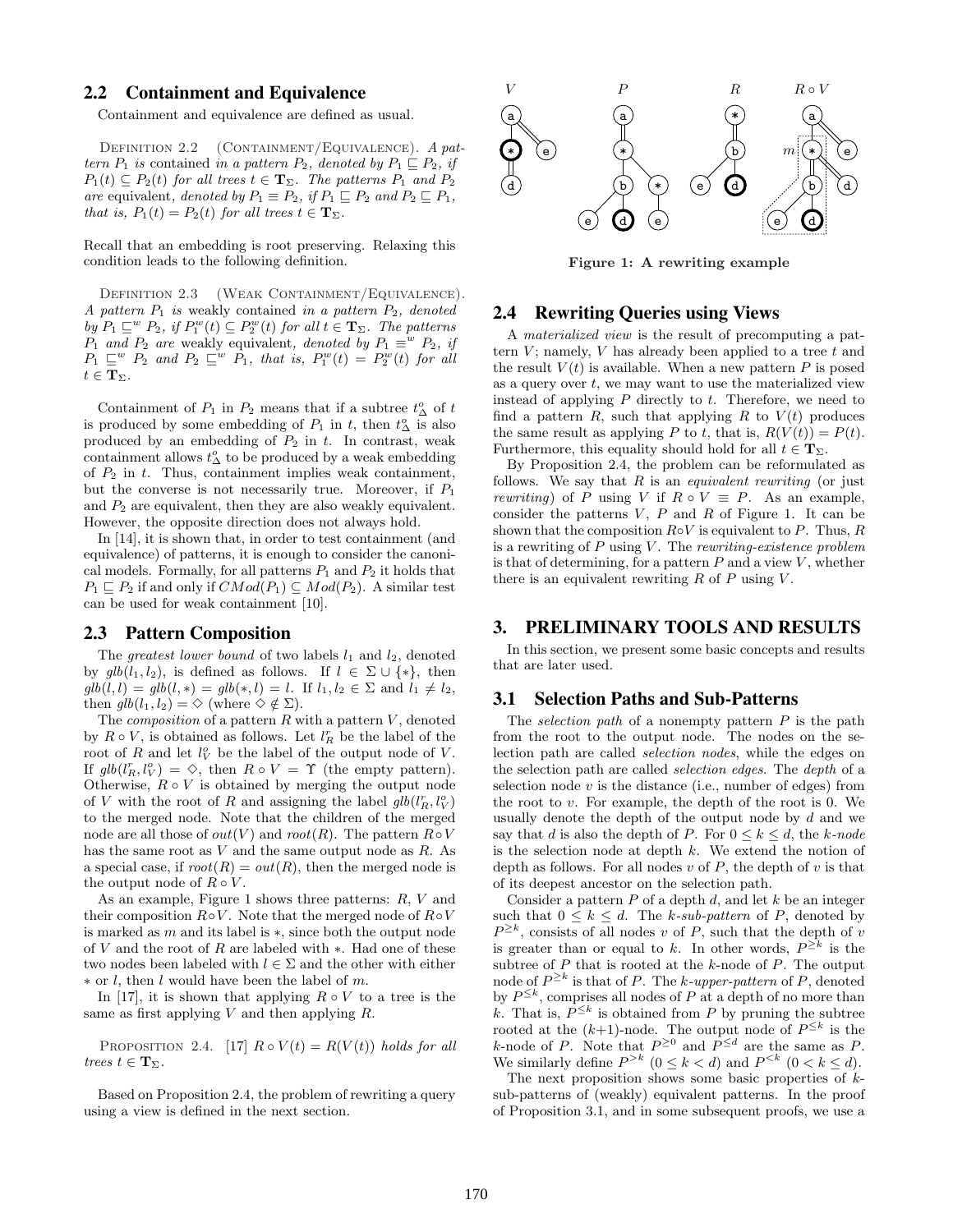## 2.2 Containment and Equivalence

Containment and equivalence are defined as usual.

Definition 2.2 (Containment/Equivalence). *A pattern $P_1$ is* contained *in a pattern $P_2$, denoted by $P_1 \sqsubseteq P_2$, if $P_1(t) \subseteq P_2(t)$ for all trees $t \in \mathbf{T}_\Sigma$. The patterns $P_1$ and $P_2$ are* equivalent*, denoted by $P_1 \equiv P_2$, if $P_1 \sqsubseteq P_2$ and $P_2 \sqsubseteq P_1$, that is, $P_1(t) = P_2(t)$ for all trees $t \in \mathbf{T}_\Sigma$.*

Recall that an embedding is root preserving. Relaxing this condition leads to the following definition.

Definition 2.3 (Weak Containment/Equivalence). *A pattern $P_1$ is* weakly contained *in a pattern $P_2$, denoted by $P_1 \sqsubseteq^w P_2$, if $P_1^w(t) \subseteq P_2^w(t)$ for all $t \in \mathbf{T}_\Sigma$. The patterns $P_1$ and $P_2$ are* weakly equivalent*, denoted by $P_1 \equiv^w P_2$, if $P_1 \sqsubseteq^w P_2$ and $P_2 \sqsubseteq^w P_1$, that is, $P_1^w(t) = P_2^w(t)$ for all $t \in \mathbf{T}_\Sigma$.*

Containment of $P_1$ in $P_2$ means that if a subtree $t^o_\Delta$ of $t$ is produced by some embedding of $P_1$ in $t$, then $t^o_\Delta$ is also produced by an embedding of $P_2$ in $t$. In contrast, weak containment allows $t^o_\Delta$ to be produced by a weak embedding of $P_2$ in $t$. Thus, containment implies weak containment, but the converse is not necessarily true. Moreover, if $P_1$ and $P_2$ are equivalent, then they are also weakly equivalent. However, the opposite direction does not always hold.

In [14], it is shown that, in order to test containment (and equivalence) of patterns, it is enough to consider the canonical models. Formally, for all patterns $P_1$ and $P_2$ it holds that $P_1 \sqsubseteq P_2$ if and only if $CMod(P_1) \subseteq Mod(P_2)$. A similar test can be used for weak containment [10].

## 2.3 Pattern Composition

The *greatest lower bound* of two labels $l_1$ and $l_2$, denoted by $glb(l_1, l_2)$, is defined as follows. If $l \in \Sigma \cup \{*\}$, then $glb(l, l) = glb(l, *) = glb(*, l) = l$. If $l_1, l_2 \in \Sigma$ and $l_1 \neq l_2$, then $glb(l_1, l_2) = \diamond$ (where $\diamond \notin \Sigma$).

The *composition* of a pattern $R$ with a pattern $V$, denoted by $R \circ V$, is obtained as follows. Let $l^r_R$ be the label of the root of $R$ and let $l^o_V$ be the label of the output node of $V$. If $glb(l^r_R, l^o_V) = \diamond$, then $R \circ V = \Upsilon$ (the empty pattern). Otherwise, $R \circ V$ is obtained by merging the output node of $V$ with the root of $R$ and assigning the label $glb(l^r_R, l^o_V)$ to the merged node. Note that the children of the merged node are all those of $out(V)$ and $root(R)$. The pattern $R \circ V$ has the same root as $V$ and the same output node as $R$. As a special case, if $root(R) = out(R)$, then the merged node is the output node of $R \circ V$.

As an example, Figure 1 shows three patterns: $R$, $V$ and their composition $R \circ V$. Note that the merged node of $R \circ V$ is marked as $m$ and its label is $*$, since both the output node of $V$ and the root of $R$ are labeled with $*$. Had one of these two nodes been labeled with $l \in \Sigma$ and the other with either $*$ or $l$, then $l$ would have been the label of $m$.

In [17], it is shown that applying $R \circ V$ to a tree is the same as first applying $V$ and then applying $R$.

Proposition 2.4. [17] *$R \circ V(t) = R(V(t))$ holds for all trees $t \in \mathbf{T}_\Sigma$.*

Based on Proposition 2.4, the problem of rewriting a query using a view is defined in the next section.

Figure 1: A rewriting example

## 2.4 Rewriting Queries using Views

A *materialized view* is the result of precomputing a pattern $V$; namely, $V$ has already been applied to a tree $t$ and the result $V(t)$ is available. When a new pattern $P$ is posed as a query over $t$, we may want to use the materialized view instead of applying $P$ directly to $t$. Therefore, we need to find a pattern $R$, such that applying $R$ to $V(t)$ produces the same result as applying $P$ to $t$, that is, $R(V(t)) = P(t)$. Furthermore, this equality should hold for all $t \in \mathbf{T}_\Sigma$.

By Proposition 2.4, the problem can be reformulated as follows. We say that $R$ is an *equivalent rewriting* (or just *rewriting*) of $P$ using $V$ if $R \circ V \equiv P$. As an example, consider the patterns $V$, $P$ and $R$ of Figure 1. It can be shown that the composition $R \circ V$ is equivalent to $P$. Thus, $R$ is a rewriting of $P$ using $V$. The *rewriting-existence problem* is that of determining, for a pattern $P$ and a view $V$, whether there is an equivalent rewriting $R$ of $P$ using $V$.

# 3. PRELIMINARY TOOLS AND RESULTS

In this section, we present some basic concepts and results that are later used.

## 3.1 Selection Paths and Sub-Patterns

The *selection path* of a nonempty pattern $P$ is the path from the root to the output node. The nodes on the selection path are called *selection nodes*, while the edges on the selection path are called *selection edges*. The *depth* of a selection node $v$ is the distance (i.e., number of edges) from the root to $v$. For example, the depth of the root is 0. We usually denote the depth of the output node by $d$ and we say that $d$ is also the depth of $P$. For $0 \leq k \leq d$, the *k-node* is the selection node at depth $k$. We extend the notion of depth as follows. For all nodes $v$ of $P$, the depth of $v$ is that of its deepest ancestor on the selection path.

Consider a pattern $P$ of a depth $d$, and let $k$ be an integer such that $0 \leq k \leq d$. The *k-sub-pattern* of $P$, denoted by $P^{\geq k}$, consists of all nodes $v$ of $P$, such that the depth of $v$ is greater than or equal to $k$. In other words, $P^{\geq k}$ is the subtree of $P$ that is rooted at the $k$-node of $P$. The output node of $P^{\geq k}$ is that of $P$. The *k-upper-pattern* of $P$, denoted by $P^{\leq k}$, comprises all nodes of $P$ at a depth of no more than $k$. That is, $P^{\leq k}$ is obtained from $P$ by pruning the subtree rooted at the $(k+1)$-node. The output node of $P^{\leq k}$ is the $k$-node of $P$. Note that $P^{\geq 0}$ and $P^{\leq d}$ are the same as $P$. We similarly define $P^{>k}$ $(0 \leq k < d)$ and $P^{<k}$ $(0 < k \leq d)$.

The next proposition shows some basic properties of $k$-sub-patterns of (weakly) equivalent patterns. In the proof of Proposition 3.1, and in some subsequent proofs, we use a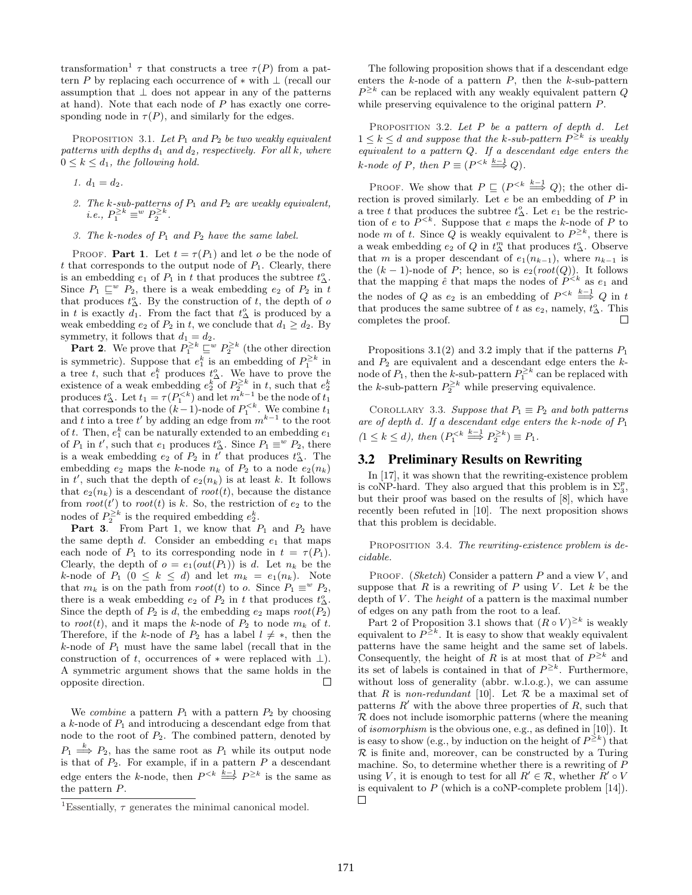transformation[1] $\tau$ that constructs a tree $\tau(P)$ from a pattern $P$ by replacing each occurrence of $*$ with $\perp$ (recall our assumption that $\perp$ does not appear in any of the patterns at hand). Note that each node of $P$ has exactly one corresponding node in $\tau(P)$, and similarly for the edges.

PROPOSITION 3.1. *Let $P_1$ and $P_2$ be two weakly equivalent patterns with depths $d_1$ and $d_2$, respectively. For all $k$, where $0 \leq k \leq d_1$, the following hold.*

1. *$d_1 = d_2$.*
2. *The $k$-sub-patterns of $P_1$ and $P_2$ are weakly equivalent, i.e., $P_1^{\geq k} \equiv^w P_2^{\geq k}$.*
3. *The $k$-nodes of $P_1$ and $P_2$ have the same label.*

PROOF. **Part 1**. Let $t = \tau(P_1)$ and let $o$ be the node of $t$ that corresponds to the output node of $P_1$. Clearly, there is an embedding $e_1$ of $P_1$ in $t$ that produces the subtree $t^o_\Delta$. Since $P_1 \sqsubseteq^w P_2$, there is a weak embedding $e_2$ of $P_2$ in $t$ that produces $t^o_\Delta$. By the construction of $t$, the depth of $o$ in $t$ is exactly $d_1$. From the fact that $t^o_\Delta$ is produced by a weak embedding $e_2$ of $P_2$ in $t$, we conclude that $d_1 \geq d_2$. By symmetry, it follows that $d_1 = d_2$.

**Part 2**. We prove that $P_1^{\geq k} \sqsubseteq^w P_2^{\geq k}$ (the other direction is symmetric). Suppose that $e_1^k$ is an embedding of $P_1^{\geq k}$ in a tree $t$, such that $e_1^k$ produces $t^o_\Delta$. We have to prove the existence of a weak embedding $e_2^k$ of $P_2^{\geq k}$ in $t$, such that $e_2^k$ produces $t^o_\Delta$. Let $t_1 = \tau(P_1^{<k})$ and let $m^{k-1}$ be the node of $t_1$ that corresponds to the $(k-1)$-node of $P_1^{<k}$. We combine $t_1$ and $t$ into a tree $t'$ by adding an edge from $m^{k-1}$ to the root of $t$. Then, $e_1^k$ can be naturally extended to an embedding $e_1$ of $P_1$ in $t'$, such that $e_1$ produces $t^o_\Delta$. Since $P_1 \equiv^w P_2$, there is a weak embedding $e_2$ of $P_2$ in $t'$ that produces $t^o_\Delta$. The embedding $e_2$ maps the $k$-node $n_k$ of $P_2$ to a node $e_2(n_k)$ in $t'$, such that the depth of $e_2(n_k)$ is at least $k$. It follows that $e_2(n_k)$ is a descendant of $root(t)$, because the distance from $root(t')$ to $root(t)$ is $k$. So, the restriction of $e_2$ to the nodes of $P_2^{\geq k}$ is the required embedding $e_2^k$.

**Part 3**. From Part 1, we know that $P_1$ and $P_2$ have the same depth $d$. Consider an embedding $e_1$ that maps each node of $P_1$ to its corresponding node in $t = \tau(P_1)$. Clearly, the depth of $o = e_1(out(P_1))$ is $d$. Let $n_k$ be the $k$-node of $P_1$ ($0 \leq k \leq d$) and let $m_k = e_1(n_k)$. Note that $m_k$ is on the path from $root(t)$ to $o$. Since $P_1 \equiv^w P_2$, there is a weak embedding $e_2$ of $P_2$ in $t$ that produces $t^o_\Delta$. Since the depth of $P_2$ is $d$, the embedding $e_2$ maps $root(P_2)$ to $root(t)$, and it maps the $k$-node of $P_2$ to node $m_k$ of $t$. Therefore, if the $k$-node of $P_2$ has a label $l \neq *$, then the $k$-node of $P_1$ must have the same label (recall that in the construction of $t$, occurrences of $*$ were replaced with $\perp$). A symmetric argument shows that the same holds in the opposite direction. $\square$

We *combine* a pattern $P_1$ with a pattern $P_2$ by choosing a $k$-node of $P_1$ and introducing a descendant edge from that node to the root of $P_2$. The combined pattern, denoted by $P_1 \overset{k}{\Longrightarrow} P_2$, has the same root as $P_1$ while its output node is that of $P_2$. For example, if in a pattern $P$ a descendant edge enters the $k$-node, then $P^{<k} \overset{k-1}{\Longrightarrow} P^{\geq k}$ is the same as the pattern $P$.

[1]Essentially, $\tau$ generates the minimal canonical model.

The following proposition shows that if a descendant edge enters the $k$-node of a pattern $P$, then the $k$-sub-pattern $P^{\geq k}$ can be replaced with any weakly equivalent pattern $Q$ while preserving equivalence to the original pattern $P$.

PROPOSITION 3.2. *Let $P$ be a pattern of depth $d$. Let $1 \leq k \leq d$ and suppose that the $k$-sub-pattern $P^{\geq k}$ is weakly equivalent to a pattern $Q$. If a descendant edge enters the $k$-node of $P$, then $P \equiv (P^{<k} \overset{k-1}{\Longrightarrow} Q)$.*

PROOF. We show that $P \sqsubseteq (P^{<k} \overset{k-1}{\Longrightarrow} Q)$; the other direction is proved similarly. Let $e$ be an embedding of $P$ in a tree $t$ that produces the subtree $t^o_\Delta$. Let $e_1$ be the restriction of $e$ to $P^{<k}$. Suppose that $e$ maps the $k$-node of $P$ to node $m$ of $t$. Since $Q$ is weakly equivalent to $P^{\geq k}$, there is a weak embedding $e_2$ of $Q$ in $t^m_\Delta$ that produces $t^o_\Delta$. Observe that $m$ is a proper descendant of $e_1(n_{k-1})$, where $n_{k-1}$ is the $(k-1)$-node of $P$; hence, so is $e_2(root(Q))$. It follows that the mapping $\hat{e}$ that maps the nodes of $P^{<k}$ as $e_1$ and the nodes of $Q$ as $e_2$ is an embedding of $P^{<k} \overset{k-1}{\Longrightarrow} Q$ in $t$ that produces the same subtree of $t$ as $e_2$, namely, $t^o_\Delta$. This completes the proof. $\square$

Propositions 3.1(2) and 3.2 imply that if the patterns $P_1$ and $P_2$ are equivalent and a descendant edge enters the $k$-node of $P_1$, then the $k$-sub-pattern $P_1^{\geq k}$ can be replaced with the $k$-sub-pattern $P_2^{\geq k}$ while preserving equivalence.

COROLLARY 3.3. *Suppose that $P_1 \equiv P_2$ and both patterns are of depth $d$. If a descendant edge enters the $k$-node of $P_1$ ($1 \leq k \leq d$), then $(P_1^{<k} \overset{k-1}{\Longrightarrow} P_2^{\geq k}) \equiv P_1$.*

## 3.2 Preliminary Results on Rewriting

In [17], it was shown that the rewriting-existence problem is coNP-hard. They also argued that this problem is in $\Sigma_3^p$, but their proof was based on the results of [8], which have recently been refuted in [10]. The next proposition shows that this problem is decidable.

PROPOSITION 3.4. *The rewriting-existence problem is decidable.*

PROOF. (*Sketch*) Consider a pattern $P$ and a view $V$, and suppose that $R$ is a rewriting of $P$ using $V$. Let $k$ be the depth of $V$. The *height* of a pattern is the maximal number of edges on any path from the root to a leaf.

Part 2 of Proposition 3.1 shows that $(R \circ V)^{\geq k}$ is weakly equivalent to $P^{\geq k}$. It is easy to show that weakly equivalent patterns have the same height and the same set of labels. Consequently, the height of $R$ is at most that of $P^{\geq k}$ and its set of labels is contained in that of $P^{\geq k}$. Furthermore, without loss of generality (abbr. w.l.o.g.), we can assume that $R$ is *non-redundant* [10]. Let $\mathcal{R}$ be a maximal set of patterns $R'$ with the above three properties of $R$, such that $\mathcal{R}$ does not include isomorphic patterns (where the meaning of *isomorphism* is the obvious one, e.g., as defined in [10]). It is easy to show (e.g., by induction on the height of $P^{\geq k}$) that $\mathcal{R}$ is finite and, moreover, can be constructed by a Turing machine. So, to determine whether there is a rewriting of $P$ using $V$, it is enough to test for all $R' \in \mathcal{R}$, whether $R' \circ V$ is equivalent to $P$ (which is a coNP-complete problem [14]). $\square$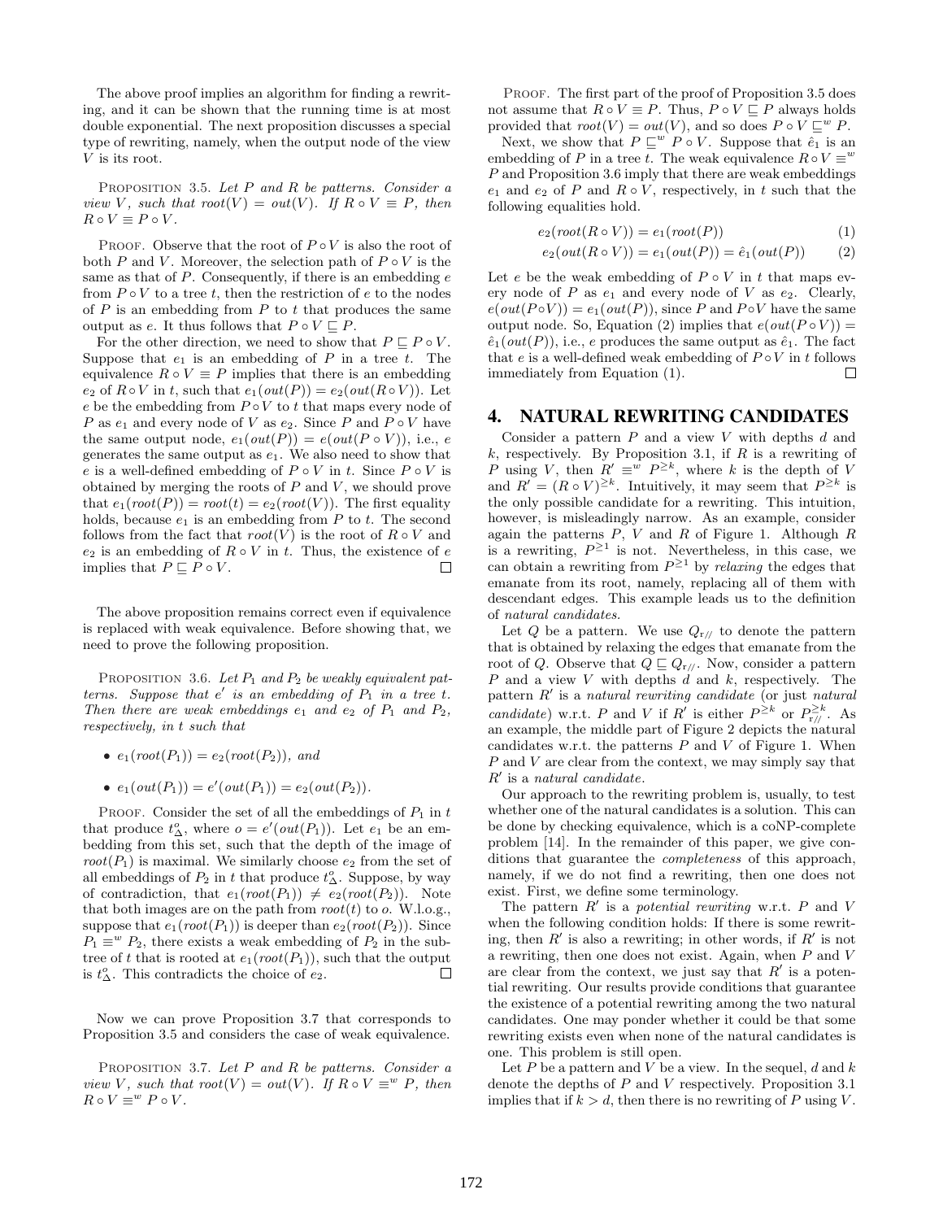The above proof implies an algorithm for finding a rewriting, and it can be shown that the running time is at most double exponential. The next proposition discusses a special type of rewriting, namely, when the output node of the view $V$ is its root.

Proposition 3.5. *Let $P$ and $R$ be patterns. Consider a view $V$, such that $root(V) = out(V)$. If $R \circ V \equiv P$, then $R \circ V \equiv P \circ V$.*

Proof. Observe that the root of $P \circ V$ is also the root of both $P$ and $V$. Moreover, the selection path of $P \circ V$ is the same as that of $P$. Consequently, if there is an embedding $e$ from $P \circ V$ to a tree $t$, then the restriction of $e$ to the nodes of $P$ is an embedding from $P$ to $t$ that produces the same output as $e$. It thus follows that $P \circ V \sqsubseteq P$.

For the other direction, we need to show that $P \sqsubseteq P \circ V$. Suppose that $e_1$ is an embedding of $P$ in a tree $t$. The equivalence $R \circ V \equiv P$ implies that there is an embedding $e_2$ of $R \circ V$ in $t$, such that $e_1(out(P)) = e_2(out(R \circ V))$. Let $e$ be the embedding from $P \circ V$ to $t$ that maps every node of $P$ as $e_1$ and every node of $V$ as $e_2$. Since $P$ and $P \circ V$ have the same output node, $e_1(out(P)) = e(out(P \circ V))$, i.e., $e$ generates the same output as $e_1$. We also need to show that $e$ is a well-defined embedding of $P \circ V$ in $t$. Since $P \circ V$ is obtained by merging the roots of $P$ and $V$, we should prove that $e_1(root(P)) = root(t) = e_2(root(V))$. The first equality holds, because $e_1$ is an embedding from $P$ to $t$. The second follows from the fact that $root(V)$ is the root of $R \circ V$ and $e_2$ is an embedding of $R \circ V$ in $t$. Thus, the existence of $e$ implies that $P \sqsubseteq P \circ V$. □

The above proposition remains correct even if equivalence is replaced with weak equivalence. Before showing that, we need to prove the following proposition.

Proposition 3.6. *Let $P_1$ and $P_2$ be weakly equivalent patterns. Suppose that $e'$ is an embedding of $P_1$ in a tree $t$. Then there are weak embeddings $e_1$ and $e_2$ of $P_1$ and $P_2$, respectively, in $t$ such that*

- $e_1(root(P_1)) = e_2(root(P_2))$, *and*
- $e_1(out(P_1)) = e'(out(P_1)) = e_2(out(P_2))$.

Proof. Consider the set of all the embeddings of $P_1$ in $t$ that produce $t^o_\Delta$, where $o = e'(out(P_1))$. Let $e_1$ be an embedding from this set, such that the depth of the image of $root(P_1)$ is maximal. We similarly choose $e_2$ from the set of all embeddings of $P_2$ in $t$ that produce $t^o_\Delta$. Suppose, by way of contradiction, that $e_1(root(P_1)) \neq e_2(root(P_2))$. Note that both images are on the path from $root(t)$ to $o$. W.l.o.g., suppose that $e_1(root(P_1))$ is deeper than $e_2(root(P_2))$. Since $P_1 \equiv^w P_2$, there exists a weak embedding of $P_2$ in the subtree of $t$ that is rooted at $e_1(root(P_1))$, such that the output is $t^o_\Delta$. This contradicts the choice of $e_2$. □

Now we can prove Proposition 3.7 that corresponds to Proposition 3.5 and considers the case of weak equivalence.

Proposition 3.7. *Let $P$ and $R$ be patterns. Consider a view $V$, such that $root(V) = out(V)$. If $R \circ V \equiv^w P$, then $R \circ V \equiv^w P \circ V$.*

Proof. The first part of the proof of Proposition 3.5 does not assume that $R \circ V \equiv P$. Thus, $P \circ V \sqsubseteq P$ always holds provided that $root(V) = out(V)$, and so does $P \circ V \sqsubseteq^w P$.

Next, we show that $P \sqsubseteq^w P \circ V$. Suppose that $\hat{e}_1$ is an embedding of $P$ in a tree $t$. The weak equivalence $R \circ V \equiv^w P$ and Proposition 3.6 imply that there are weak embeddings $e_1$ and $e_2$ of $P$ and $R \circ V$, respectively, in $t$ such that the following equalities hold.

$$e_2(root(R \circ V)) = e_1(root(P)) \tag{1}$$

$$e_2(out(R \circ V)) = e_1(out(P)) = \hat{e}_1(out(P)) \tag{2}$$

Let $e$ be the weak embedding of $P \circ V$ in $t$ that maps every node of $P$ as $e_1$ and every node of $V$ as $e_2$. Clearly, $e(out(P \circ V)) = e_1(out(P))$, since $P$ and $P \circ V$ have the same output node. So, Equation (2) implies that $e(out(P \circ V)) = \hat{e}_1(out(P))$, i.e., $e$ produces the same output as $\hat{e}_1$. The fact that $e$ is a well-defined weak embedding of $P \circ V$ in $t$ follows immediately from Equation (1). □

## 4. NATURAL REWRITING CANDIDATES

Consider a pattern $P$ and a view $V$ with depths $d$ and $k$, respectively. By Proposition 3.1, if $R$ is a rewriting of $P$ using $V$, then $R' \equiv^w P^{\geq k}$, where $k$ is the depth of $V$ and $R' = (R \circ V)^{\geq k}$. Intuitively, it may seem that $P^{\geq k}$ is the only possible candidate for a rewriting. This intuition, however, is misleadingly narrow. As an example, consider again the patterns $P$, $V$ and $R$ of Figure 1. Although $R$ is a rewriting, $P^{\geq 1}$ is not. Nevertheless, in this case, we can obtain a rewriting from $P^{\geq 1}$ by *relaxing* the edges that emanate from its root, namely, replacing all of them with descendant edges. This example leads us to the definition of *natural candidates*.

Let $Q$ be a pattern. We use $Q_{r//}$ to denote the pattern that is obtained by relaxing the edges that emanate from the root of $Q$. Observe that $Q \sqsubseteq Q_{r//}$. Now, consider a pattern $P$ and a view $V$ with depths $d$ and $k$, respectively. The pattern $R'$ is a *natural rewriting candidate* (or just *natural candidate*) w.r.t. $P$ and $V$ if $R'$ is either $P^{\geq k}$ or $P^{\geq k}_{r//}$. As an example, the middle part of Figure 2 depicts the natural candidates w.r.t. the patterns $P$ and $V$ of Figure 1. When $P$ and $V$ are clear from the context, we may simply say that $R'$ is a *natural candidate*.

Our approach to the rewriting problem is, usually, to test whether one of the natural candidates is a solution. This can be done by checking equivalence, which is a coNP-complete problem [14]. In the remainder of this paper, we give conditions that guarantee the *completeness* of this approach, namely, if we do not find a rewriting, then one does not exist. First, we define some terminology.

The pattern $R'$ is a *potential rewriting* w.r.t. $P$ and $V$ when the following condition holds: If there is some rewriting, then $R'$ is also a rewriting; in other words, if $R'$ is not a rewriting, then one does not exist. Again, when $P$ and $V$ are clear from the context, we just say that $R'$ is a potential rewriting. Our results provide conditions that guarantee the existence of a potential rewriting among the two natural candidates. One may ponder whether it could be that some rewriting exists even when none of the natural candidates is one. This problem is still open.

Let $P$ be a pattern and $V$ be a view. In the sequel, $d$ and $k$ denote the depths of $P$ and $V$ respectively. Proposition 3.1 implies that if $k > d$, then there is no rewriting of $P$ using $V$.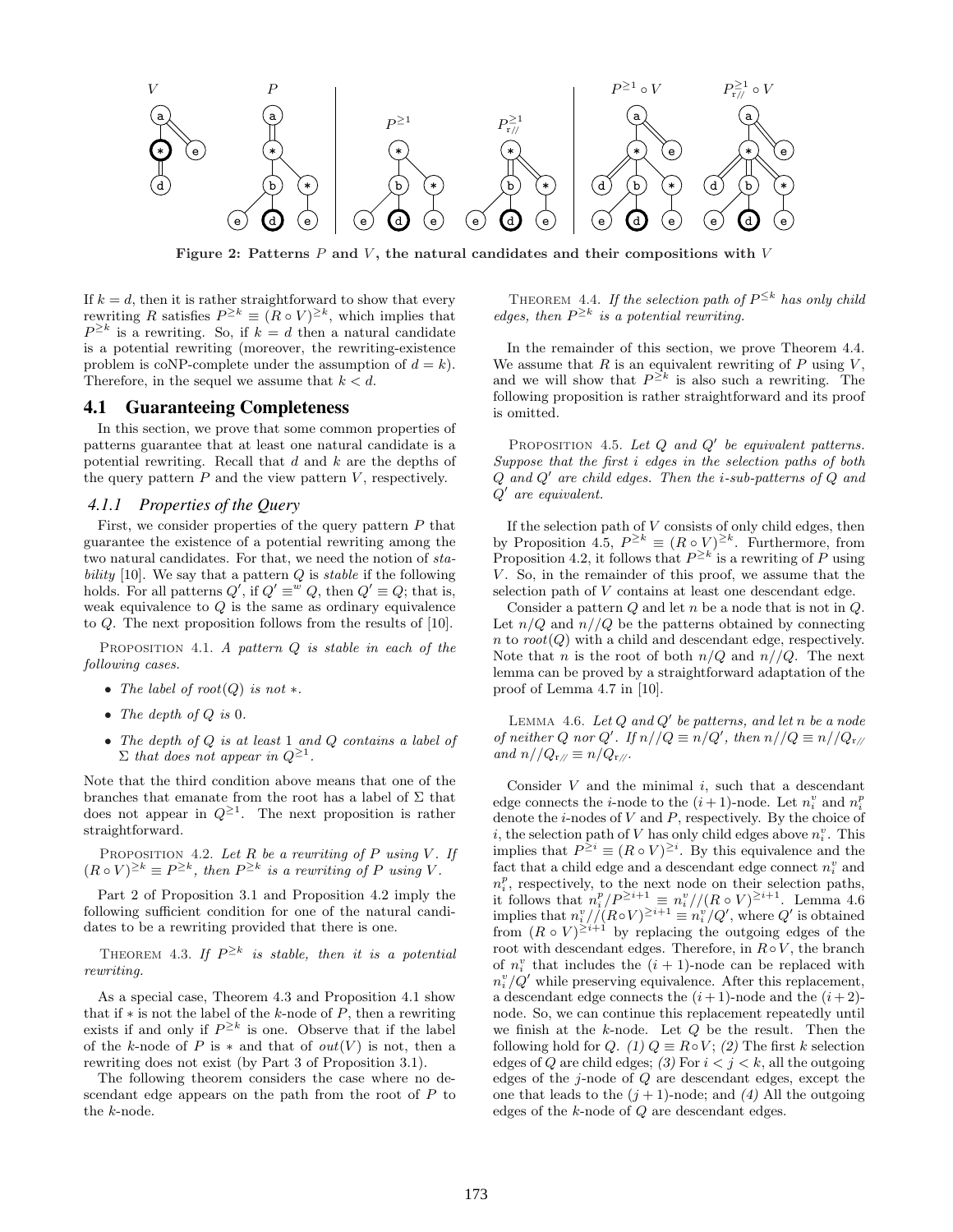Figure 2: Patterns $P$ and $V$, the natural candidates and their compositions with $V$

If $k = d$, then it is rather straightforward to show that every rewriting $R$ satisfies $P^{\geq k} \equiv (R \circ V)^{\geq k}$, which implies that $P^{\geq k}$ is a rewriting. So, if $k = d$ then a natural candidate is a potential rewriting (moreover, the rewriting-existence problem is coNP-complete under the assumption of $d = k$). Therefore, in the sequel we assume that $k < d$.

## 4.1 Guaranteeing Completeness

In this section, we prove that some common properties of patterns guarantee that at least one natural candidate is a potential rewriting. Recall that $d$ and $k$ are the depths of the query pattern $P$ and the view pattern $V$, respectively.

### 4.1.1 Properties of the Query

First, we consider properties of the query pattern $P$ that guarantee the existence of a potential rewriting among the two natural candidates. For that, we need the notion of *stability* [10]. We say that a pattern $Q$ is *stable* if the following holds. For all patterns $Q'$, if $Q' \equiv^w Q$, then $Q' \equiv Q$; that is, weak equivalence to $Q$ is the same as ordinary equivalence to $Q$. The next proposition follows from the results of [10].

Proposition 4.1. *A pattern $Q$ is stable in each of the following cases.*

- *The label of $root(Q)$ is not $*$.*
- *The depth of $Q$ is 0.*
- *The depth of $Q$ is at least 1 and $Q$ contains a label of $\Sigma$ that does not appear in $Q^{\geq 1}$.*

Note that the third condition above means that one of the branches that emanate from the root has a label of $\Sigma$ that does not appear in $Q^{\geq 1}$. The next proposition is rather straightforward.

Proposition 4.2. *Let $R$ be a rewriting of $P$ using $V$. If $(R \circ V)^{\geq k} \equiv P^{\geq k}$, then $P^{\geq k}$ is a rewriting of $P$ using $V$.*

Part 2 of Proposition 3.1 and Proposition 4.2 imply the following sufficient condition for one of the natural candidates to be a rewriting provided that there is one.

Theorem 4.3. *If $P^{\geq k}$ is stable, then it is a potential rewriting.*

As a special case, Theorem 4.3 and Proposition 4.1 show that if $*$ is not the label of the $k$-node of $P$, then a rewriting exists if and only if $P^{\geq k}$ is one. Observe that if the label of the $k$-node of $P$ is $*$ and that of $out(V)$ is not, then a rewriting does not exist (by Part 3 of Proposition 3.1).

The following theorem considers the case where no descendant edge appears on the path from the root of $P$ to the $k$-node.

Theorem 4.4. *If the selection path of $P^{\leq k}$ has only child edges, then $P^{\geq k}$ is a potential rewriting.*

In the remainder of this section, we prove Theorem 4.4. We assume that $R$ is an equivalent rewriting of $P$ using $V$, and we will show that $P^{\geq k}$ is also such a rewriting. The following proposition is rather straightforward and its proof is omitted.

Proposition 4.5. *Let $Q$ and $Q'$ be equivalent patterns. Suppose that the first $i$ edges in the selection paths of both $Q$ and $Q'$ are child edges. Then the $i$-sub-patterns of $Q$ and $Q'$ are equivalent.*

If the selection path of $V$ consists of only child edges, then by Proposition 4.5, $P^{\geq k} \equiv (R \circ V)^{\geq k}$. Furthermore, from Proposition 4.2, it follows that $P^{\geq k}$ is a rewriting of $P$ using $V$. So, in the remainder of this proof, we assume that the selection path of $V$ contains at least one descendant edge.

Consider a pattern $Q$ and let $n$ be a node that is not in $Q$. Let $n/Q$ and $n//Q$ be the patterns obtained by connecting $n$ to $root(Q)$ with a child and descendant edge, respectively. Note that $n$ is the root of both $n/Q$ and $n//Q$. The next lemma can be proved by a straightforward adaptation of the proof of Lemma 4.7 in [10].

Lemma 4.6. *Let $Q$ and $Q'$ be patterns, and let $n$ be a node of neither $Q$ nor $Q'$. If $n//Q \equiv n/Q'$, then $n//Q \equiv n//Q_{r//}$ and $n//Q_{r//} \equiv n/Q_{r//}$.*

Consider $V$ and the minimal $i$, such that a descendant edge connects the $i$-node to the $(i+1)$-node. Let $n_i^v$ and $n_i^p$ denote the $i$-nodes of $V$ and $P$, respectively. By the choice of $i$, the selection path of $V$ has only child edges above $n_i^v$. This implies that $P^{\geq i} \equiv (R \circ V)^{\geq i}$. By this equivalence and the fact that a child edge and a descendant edge connect $n_i^v$ and $n_i^p$, respectively, to the next node on their selection paths, it follows that $n_i^p/P^{\geq i+1} \equiv n_i^v//(R \circ V)^{\geq i+1}$. Lemma 4.6 implies that $n_i^v//(R \circ V)^{\geq i+1} \equiv n_i^v/Q'$, where $Q'$ is obtained from $(R \circ V)^{\geq i+1}$ by replacing the outgoing edges of the root with descendant edges. Therefore, in $R \circ V$, the branch of $n_i^v$ that includes the $(i+1)$-node can be replaced with $n_i^v/Q'$ while preserving equivalence. After this replacement, a descendant edge connects the $(i+1)$-node and the $(i+2)$-node. So, we can continue this replacement repeatedly until we finish at the $k$-node. Let $Q$ be the result. Then the following hold for $Q$. *(1)* $Q \equiv R \circ V$; *(2)* The first $k$ selection edges of $Q$ are child edges; *(3)* For $i < j < k$, all the outgoing edges of the $j$-node of $Q$ are descendant edges, except the one that leads to the $(j+1)$-node; and *(4)* All the outgoing edges of the $k$-node of $Q$ are descendant edges.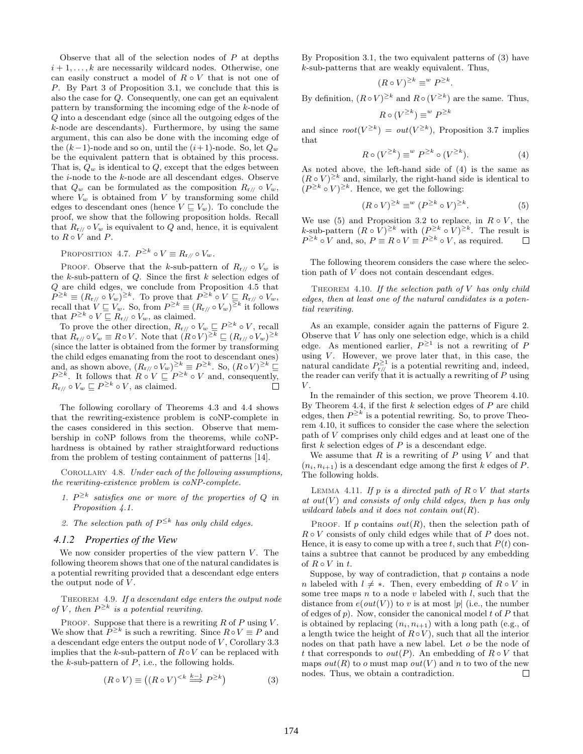Observe that all of the selection nodes of $P$ at depths $i+1, \ldots, k$ are necessarily wildcard nodes. Otherwise, one can easily construct a model of $R \circ V$ that is not one of $P$. By Part 3 of Proposition 3.1, we conclude that this is also the case for $Q$. Consequently, one can get an equivalent pattern by transforming the incoming edge of the $k$-node of $Q$ into a descendant edge (since all the outgoing edges of the $k$-node are descendants). Furthermore, by using the same argument, this can also be done with the incoming edge of the $(k-1)$-node and so on, until the $(i+1)$-node. So, let $Q_w$ be the equivalent pattern that is obtained by this process. That is, $Q_w$ is identical to $Q$, except that the edges between the $i$-node to the $k$-node are all descendant edges. Observe that $Q_w$ can be formulated as the composition $R_{r//} \circ V_w$, where $V_w$ is obtained from $V$ by transforming some child edges to descendant ones (hence $V \sqsubseteq V_w$). To conclude the proof, we show that the following proposition holds. Recall that $R_{r//} \circ V_w$ is equivalent to $Q$ and, hence, it is equivalent to $R \circ V$ and $P$.

Proposition 4.7. $P^{\geq k} \circ V \equiv R_{r//} \circ V_w$.

Proof. Observe that the $k$-sub-pattern of $R_{r//} \circ V_w$ is the $k$-sub-pattern of $Q$. Since the first $k$ selection edges of $Q$ are child edges, we conclude from Proposition 4.5 that $P^{\geq k} \equiv (R_{r//} \circ V_w)^{\geq k}$. To prove that $P^{\geq k} \circ V \sqsubseteq R_{r//} \circ V_w$, recall that $V \sqsubseteq V_w$. So, from $P^{\geq k} \equiv (R_{r//} \circ V_w)^{\geq k}$ it follows that $P^{\geq k} \circ V \sqsubseteq R_{r//} \circ V_w$, as claimed.

To prove the other direction, $R_{r//} \circ V_w \sqsubseteq P^{\geq k} \circ V$, recall that $R_{r//} \circ V_w \equiv R \circ V$. Note that $(R \circ V)^{\geq k} \sqsubseteq (R_{r//} \circ V_w)^{\geq k}$ (since the latter is obtained from the former by transforming the child edges emanating from the root to descendant ones) and, as shown above, $(R_{r//} \circ V_w)^{\geq k} \equiv P^{\geq k}$. So, $(R \circ V)^{\geq k} \sqsubseteq P^{\geq k}$. It follows that $R \circ V \sqsubseteq P^{\geq k} \circ V$ and, consequently, $R_{r//} \circ V_w \sqsubseteq P^{\geq k} \circ V$, as claimed. □

The following corollary of Theorems 4.3 and 4.4 shows that the rewriting-existence problem is coNP-complete in the cases considered in this section. Observe that membership in coNP follows from the theorems, while coNP-hardness is obtained by rather straightforward reductions from the problem of testing containment of patterns [14].

Corollary 4.8. *Under each of the following assumptions, the rewriting-existence problem is coNP-complete.*

1. *$P^{\geq k}$ satisfies one or more of the properties of $Q$ in Proposition 4.1.*
2. *The selection path of $P^{\leq k}$ has only child edges.*

### 4.1.2 Properties of the View

We now consider properties of the view pattern $V$. The following theorem shows that one of the natural candidates is a potential rewriting provided that a descendant edge enters the output node of $V$.

Theorem 4.9. *If a descendant edge enters the output node of $V$, then $P^{\geq k}$ is a potential rewriting.*

Proof. Suppose that there is a rewriting $R$ of $P$ using $V$. We show that $P^{\geq k}$ is such a rewriting. Since $R \circ V \equiv P$ and a descendant edge enters the output node of $V$, Corollary 3.3 implies that the $k$-sub-pattern of $R \circ V$ can be replaced with the $k$-sub-pattern of $P$, i.e., the following holds.

$$(R \circ V) \equiv \left((R \circ V)^{<k} \overset{k-1}{\Longrightarrow} P^{\geq k}\right) \quad (3)$$

By Proposition 3.1, the two equivalent patterns of (3) have $k$-sub-patterns that are weakly equivalent. Thus,

$$(R \circ V)^{\geq k} \equiv^w P^{\geq k}.$$

By definition, $(R \circ V)^{\geq k}$ and $R \circ (V^{\geq k})$ are the same. Thus,

$$R \circ (V^{\geq k}) \equiv^w P^{\geq k}$$

and since $root(V^{\geq k}) = out(V^{\geq k})$, Proposition 3.7 implies that

$$R \circ (V^{\geq k}) \equiv^w P^{\geq k} \circ (V^{\geq k}). \quad (4)$$

As noted above, the left-hand side of (4) is the same as $(R \circ V)^{\geq k}$ and, similarly, the right-hand side is identical to $(P^{\geq k} \circ V)^{\geq k}$. Hence, we get the following:

$$(R \circ V)^{\geq k} \equiv^w (P^{\geq k} \circ V)^{\geq k}. \quad (5)$$

We use (5) and Proposition 3.2 to replace, in $R \circ V$, the $k$-sub-pattern $(R \circ V)^{\geq k}$ with $(P^{\geq k} \circ V)^{\geq k}$. The result is $P^{\geq k} \circ V$ and, so, $P \equiv R \circ V \equiv P^{\geq k} \circ V$, as required. □

The following theorem considers the case where the selection path of $V$ does not contain descendant edges.

Theorem 4.10. *If the selection path of $V$ has only child edges, then at least one of the natural candidates is a potential rewriting.*

As an example, consider again the patterns of Figure 2. Observe that $V$ has only one selection edge, which is a child edge. As mentioned earlier, $P^{\geq 1}$ is not a rewriting of $P$ using $V$. However, we prove later that, in this case, the natural candidate $P^{\geq 1}_{r//}$ is a potential rewriting and, indeed, the reader can verify that it is actually a rewriting of $P$ using $V$.

In the remainder of this section, we prove Theorem 4.10. By Theorem 4.4, if the first $k$ selection edges of $P$ are child edges, then $P^{\geq k}$ is a potential rewriting. So, to prove Theorem 4.10, it suffices to consider the case where the selection path of $V$ comprises only child edges and at least one of the first $k$ selection edges of $P$ is a descendant edge.

We assume that $R$ is a rewriting of $P$ using $V$ and that $(n_i, n_{i+1})$ is a descendant edge among the first $k$ edges of $P$. The following holds.

Lemma 4.11. *If $p$ is a directed path of $R \circ V$ that starts at $out(V)$ and consists of only child edges, then $p$ has only wildcard labels and it does not contain $out(R)$.*

Proof. If $p$ contains $out(R)$, then the selection path of $R \circ V$ consists of only child edges while that of $P$ does not. Hence, it is easy to come up with a tree $t$, such that $P(t)$ contains a subtree that cannot be produced by any embedding of $R \circ V$ in $t$.

Suppose, by way of contradiction, that $p$ contains a node $n$ labeled with $l \neq *$. Then, every embedding of $R \circ V$ in some tree maps $n$ to a node $v$ labeled with $l$, such that the distance from $e(out(V))$ to $v$ is at most $|p|$ (i.e., the number of edges of $p$). Now, consider the canonical model $t$ of $P$ that is obtained by replacing $(n_i, n_{i+1})$ with a long path (e.g., of a length twice the height of $R \circ V$), such that all the interior nodes on that path have a new label. Let $o$ be the node of $t$ that corresponds to $out(P)$. An embedding of $R \circ V$ that maps $out(R)$ to $o$ must map $out(V)$ and $n$ to two of the new nodes. Thus, we obtain a contradiction. □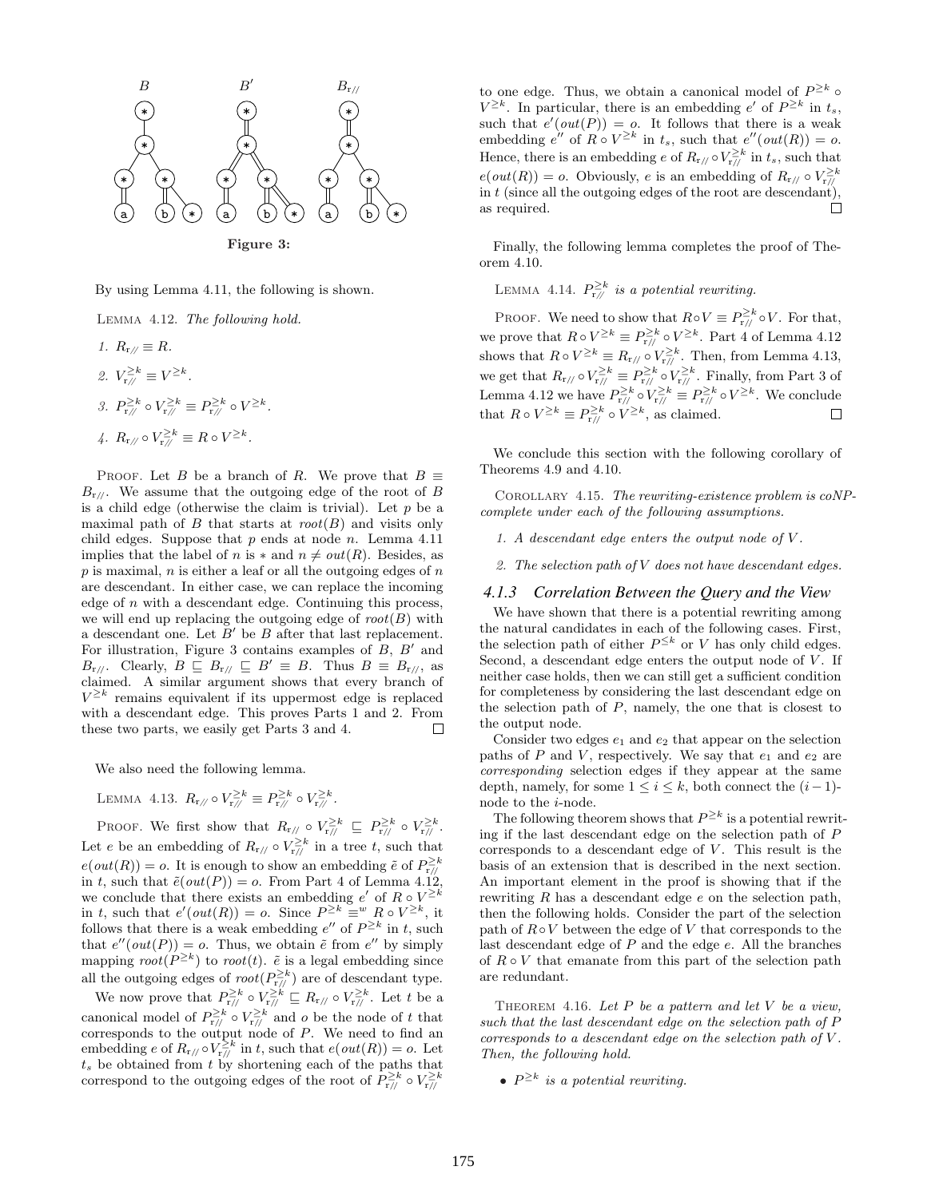Figure 3:

By using Lemma 4.11, the following is shown.

Lemma 4.12. *The following hold.*

1. $R_{r//} \equiv R$.
2. $V^{\geq k}_{r//} \equiv V^{\geq k}$.
3. $P^{\geq k}_{r//} \circ V^{\geq k}_{r//} \equiv P^{\geq k}_{r//} \circ V^{\geq k}$.
4. $R_{r//} \circ V^{\geq k}_{r//} \equiv R \circ V^{\geq k}$.

Proof. Let $B$ be a branch of $R$. We prove that $B \equiv B_{r//}$. We assume that the outgoing edge of the root of $B$ is a child edge (otherwise the claim is trivial). Let $p$ be a maximal path of $B$ that starts at $root(B)$ and visits only child edges. Suppose that $p$ ends at node $n$. Lemma 4.11 implies that the label of $n$ is $*$ and $n \neq out(R)$. Besides, as $p$ is maximal, $n$ is either a leaf or all the outgoing edges of $n$ are descendant. In either case, we can replace the incoming edge of $n$ with a descendant edge. Continuing this process, we will end up replacing the outgoing edge of $root(B)$ with a descendant one. Let $B'$ be $B$ after that last replacement. For illustration, Figure 3 contains examples of $B$, $B'$ and $B_{r//}$. Clearly, $B \sqsubseteq B_{r//} \sqsubseteq B' \equiv B$. Thus $B \equiv B_{r//}$, as claimed. A similar argument shows that every branch of $V^{\geq k}$ remains equivalent if its uppermost edge is replaced with a descendant edge. This proves Parts 1 and 2. From these two parts, we easily get Parts 3 and 4. □

We also need the following lemma.

Lemma 4.13. $R_{r//} \circ V^{\geq k}_{r//} \equiv P^{\geq k}_{r//} \circ V^{\geq k}_{r//}$.

Proof. We first show that $R_{r//} \circ V^{\geq k}_{r//} \sqsubseteq P^{\geq k}_{r//} \circ V^{\geq k}_{r//}$. Let $e$ be an embedding of $R_{r//} \circ V^{\geq k}_{r//}$ in a tree $t$, such that $e(out(R)) = o$. It is enough to show an embedding $\tilde{e}$ of $P^{\geq k}_{r//}$ in $t$, such that $\tilde{e}(out(P)) = o$. From Part 4 of Lemma 4.12, we conclude that there exists an embedding $e'$ of $R \circ V^{\geq k}$ in $t$, such that $e'(out(R)) = o$. Since $P^{\geq k} \equiv^w R \circ V^{\geq k}$, it follows that there is a weak embedding $e''$ of $P^{\geq k}$ in $t$, such that $e''(out(P)) = o$. Thus, we obtain $\tilde{e}$ from $e''$ by simply mapping $root(P^{\geq k})$ to $root(t)$. $\tilde{e}$ is a legal embedding since all the outgoing edges of $root(P^{\geq k}_{r//})$ are of descendant type.

We now prove that $P^{\geq k}_{r//} \circ V^{\geq k}_{r//} \sqsubseteq R_{r//} \circ V^{\geq k}_{r//}$. Let $t$ be a canonical model of $P^{\geq k}_{r//} \circ V^{\geq k}_{r//}$ and $o$ be the node of $t$ that corresponds to the output node of $P$. We need to find an embedding $e$ of $R_{r//} \circ V^{\geq k}_{r//}$ in $t$, such that $e(out(R)) = o$. Let $t_s$ be obtained from $t$ by shortening each of the paths that correspond to the outgoing edges of the root of $P^{\geq k}_{r//} \circ V^{\geq k}_{r//}$ to one edge. Thus, we obtain a canonical model of $P^{\geq k} \circ V^{\geq k}$. In particular, there is an embedding $e'$ of $P^{\geq k}$ in $t_s$, such that $e'(out(P)) = o$. It follows that there is a weak embedding $e''$ of $R \circ V^{\geq k}$ in $t_s$, such that $e''(out(R)) = o$. Hence, there is an embedding $e$ of $R_{r//} \circ V^{\geq k}_{r//}$ in $t_s$, such that $e(out(R)) = o$. Obviously, $e$ is an embedding of $R_{r//} \circ V^{\geq k}_{r//}$ in $t$ (since all the outgoing edges of the root are descendant), as required. □

Finally, the following lemma completes the proof of Theorem 4.10.

Lemma 4.14. *$P^{\geq k}_{r//}$ is a potential rewriting.*

Proof. We need to show that $R \circ V \equiv P^{\geq k}_{r//} \circ V$. For that, we prove that $R \circ V^{\geq k} \equiv P^{\geq k}_{r//} \circ V^{\geq k}$. Part 4 of Lemma 4.12 shows that $R \circ V^{\geq k} \equiv R_{r//} \circ V^{\geq k}_{r//}$. Then, from Lemma 4.13, we get that $R_{r//} \circ V^{\geq k}_{r//} \equiv P^{\geq k}_{r//} \circ V^{\geq k}_{r//}$. Finally, from Part 3 of Lemma 4.12 we have $P^{\geq k}_{r//} \circ V^{\geq k}_{r//} \equiv P^{\geq k}_{r//} \circ V^{\geq k}$. We conclude that $R \circ V^{\geq k} \equiv P^{\geq k}_{r//} \circ V^{\geq k}$, as claimed. □

We conclude this section with the following corollary of Theorems 4.9 and 4.10.

Corollary 4.15. *The rewriting-existence problem is coNP-complete under each of the following assumptions.*

1. *A descendant edge enters the output node of $V$.*
2. *The selection path of $V$ does not have descendant edges.*

### 4.1.3 Correlation Between the Query and the View

We have shown that there is a potential rewriting among the natural candidates in each of the following cases. First, the selection path of either $P^{\leq k}$ or $V$ has only child edges. Second, a descendant edge enters the output node of $V$. If neither case holds, then we can still get a sufficient condition for completeness by considering the last descendant edge on the selection path of $P$, namely, the one that is closest to the output node.

Consider two edges $e_1$ and $e_2$ that appear on the selection paths of $P$ and $V$, respectively. We say that $e_1$ and $e_2$ are *corresponding* selection edges if they appear at the same depth, namely, for some $1 \leq i \leq k$, both connect the $(i-1)$-node to the $i$-node.

The following theorem shows that $P^{\geq k}$ is a potential rewriting if the last descendant edge on the selection path of $P$ corresponds to a descendant edge of $V$. This result is the basis of an extension that is described in the next section. An important element in the proof is showing that if the rewriting $R$ has a descendant edge $e$ on the selection path, then the following holds. Consider the part of the selection path of $R \circ V$ between the edge of $V$ that corresponds to the last descendant edge of $P$ and the edge $e$. All the branches of $R \circ V$ that emanate from this part of the selection path are redundant.

Theorem 4.16. *Let $P$ be a pattern and let $V$ be a view, such that the last descendant edge on the selection path of $P$ corresponds to a descendant edge on the selection path of $V$. Then, the following hold.*

- *$P^{\geq k}$ is a potential rewriting.*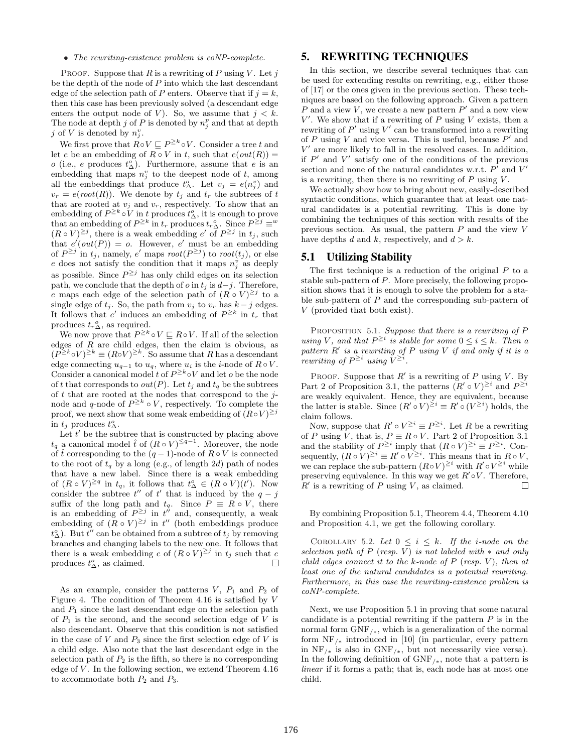- *The rewriting-existence problem is coNP-complete.*

PROOF. Suppose that $R$ is a rewriting of $P$ using $V$. Let $j$ be the depth of the node of $P$ into which the last descendant edge of the selection path of $P$ enters. Observe that if $j = k$, then this case has been previously solved (a descendant edge enters the output node of $V$). So, we assume that $j < k$. The node at depth $j$ of $P$ is denoted by $n_j^p$ and that at depth $j$ of $V$ is denoted by $n_j^v$.

We first prove that $R \circ V \sqsubseteq P^{\geq k} \circ V$. Consider a tree $t$ and let $e$ be an embedding of $R \circ V$ in $t$, such that $e(out(R)) = o$ (i.e., $e$ produces $t_\Delta^o$). Furthermore, assume that $e$ is an embedding that maps $n_j^v$ to the deepest node of $t$, among all the embeddings that produce $t_\Delta^o$. Let $v_j = e(n_j^v)$ and $v_r = e(root(R))$. We denote by $t_j$ and $t_r$ the subtrees of $t$ that are rooted at $v_j$ and $v_r$, respectively. To show that an embedding of $P^{\geq k} \circ V$ in $t$ produces $t_\Delta^o$, it is enough to prove that an embedding of $P^{\geq k}$ in $t_r$ produces ${t_r}_\Delta^o$. Since $P^{\geq j} \equiv^w (R \circ V)^{\geq j}$, there is a weak embedding $e'$ of $P^{\geq j}$ in $t_j$, such that $e'(out(P)) = o$. However, $e'$ must be an embedding of $P^{\geq j}$ in $t_j$, namely, $e'$ maps $root(P^{\geq j})$ to $root(t_j)$, or else $e$ does not satisfy the condition that it maps $n_j^v$ as deeply as possible. Since $P^{\geq j}$ has only child edges on its selection path, we conclude that the depth of $o$ in $t_j$ is $d-j$. Therefore, $e$ maps each edge of the selection path of $(R \circ V)^{\geq j}$ to a single edge of $t_j$. So, the path from $v_j$ to $v_r$ has $k-j$ edges. It follows that $e'$ induces an embedding of $P^{\geq k}$ in $t_r$ that produces ${t_r}_\Delta^o$, as required.

We now prove that $P^{\geq k} \circ V \sqsubseteq R \circ V$. If all of the selection edges of $R$ are child edges, then the claim is obvious, as $(P^{\geq k} \circ V)^{\geq k} \equiv (R \circ V)^{\geq k}$. So assume that $R$ has a descendant edge connecting $u_{q-1}$ to $u_q$, where $u_i$ is the $i$-node of $R \circ V$. Consider a canonical model $t$ of $P^{\geq k} \circ V$ and let $o$ be the node of $t$ that corresponds to $out(P)$. Let $t_j$ and $t_q$ be the subtrees of $t$ that are rooted at the nodes that correspond to the $j$-node and $q$-node of $P^{\geq k} \circ V$, respectively. To complete the proof, we next show that some weak embedding of $(R \circ V)^{\geq j}$ in $t_j$ produces $t_\Delta^o$.

Let $t'$ be the subtree that is constructed by placing above $t_q$ a canonical model $\hat{t}$ of $(R \circ V)^{\leq q-1}$. Moreover, the node of $\hat{t}$ corresponding to the $(q-1)$-node of $R \circ V$ is connected to the root of $t_q$ by a long (e.g., of length $2d$) path of nodes that have a new label. Since there is a weak embedding of $(R \circ V)^{\geq q}$ in $t_q$, it follows that $t_\Delta^o \in (R \circ V)(t')$. Now consider the subtree $t''$ of $t'$ that is induced by the $q-j$ suffix of the long path and $t_q$. Since $P \equiv R \circ V$, there is an embedding of $P^{\geq j}$ in $t''$ and, consequently, a weak embedding of $(R \circ V)^{\geq j}$ in $t''$ (both embeddings produce $t_\Delta^o$). But $t''$ can be obtained from a subtree of $t_j$ by removing branches and changing labels to the new one. It follows that there is a weak embedding $e$ of $(R \circ V)^{\geq j}$ in $t_j$ such that $e$ produces $t_\Delta^o$, as claimed. □

As an example, consider the patterns $V$, $P_1$ and $P_2$ of Figure 4. The condition of Theorem 4.16 is satisfied by $V$ and $P_1$ since the last descendant edge on the selection path of $P_1$ is the second, and the second selection edge of $V$ is also descendant. Observe that this condition is not satisfied in the case of $V$ and $P_3$ since the first selection edge of $V$ is a child edge. Also note that the last descendant edge in the selection path of $P_2$ is the fifth, so there is no corresponding edge of $V$. In the following section, we extend Theorem 4.16 to accommodate both $P_2$ and $P_3$.

# 5. REWRITING TECHNIQUES

In this section, we describe several techniques that can be used for extending results on rewriting, e.g., either those of [17] or the ones given in the previous section. These techniques are based on the following approach. Given a pattern $P$ and a view $V$, we create a new pattern $P'$ and a new view $V'$. We show that if a rewriting of $P$ using $V$ exists, then a rewriting of $P'$ using $V'$ can be transformed into a rewriting of $P$ using $V$ and vice versa. This is useful, because $P'$ and $V'$ are more likely to fall in the resolved cases. In addition, if $P'$ and $V'$ satisfy one of the conditions of the previous section and none of the natural candidates w.r.t. $P'$ and $V'$ is a rewriting, then there is no rewriting of $P$ using $V$.

We actually show how to bring about new, easily-described syntactic conditions, which guarantee that at least one natural candidates is a potential rewriting. This is done by combining the techniques of this section with results of the previous section. As usual, the pattern $P$ and the view $V$ have depths $d$ and $k$, respectively, and $d > k$.

## 5.1 Utilizing Stability

The first technique is a reduction of the original $P$ to a stable sub-pattern of $P$. More precisely, the following proposition shows that it is enough to solve the problem for a stable sub-pattern of $P$ and the corresponding sub-pattern of $V$ (provided that both exist).

PROPOSITION 5.1. *Suppose that there is a rewriting of $P$ using $V$, and that $P^{\geq i}$ is stable for some $0 \leq i \leq k$. Then a pattern $R'$ is a rewriting of $P$ using $V$ if and only if it is a rewriting of $P^{\geq i}$ using $V^{\geq i}$.*

PROOF. Suppose that $R'$ is a rewriting of $P$ using $V$. By Part 2 of Proposition 3.1, the patterns $(R' \circ V)^{\geq i}$ and $P^{\geq i}$ are weakly equivalent. Hence, they are equivalent, because the latter is stable. Since $(R' \circ V)^{\geq i} \equiv R' \circ (V^{\geq i})$ holds, the claim follows.

Now, suppose that $R' \circ V^{\geq i} \equiv P^{\geq i}$. Let $R$ be a rewriting of $P$ using $V$, that is, $P \equiv R \circ V$. Part 2 of Proposition 3.1 and the stability of $P^{\geq i}$ imply that $(R \circ V)^{\geq i} \equiv P^{\geq i}$. Consequently, $(R \circ V)^{\geq i} \equiv R' \circ V^{\geq i}$. This means that in $R \circ V$, we can replace the sub-pattern $(R \circ V)^{\geq i}$ with $R' \circ V^{\geq i}$ while preserving equivalence. In this way we get $R' \circ V$. Therefore, $R'$ is a rewriting of $P$ using $V$, as claimed. □

By combining Proposition 5.1, Theorem 4.4, Theorem 4.10 and Proposition 4.1, we get the following corollary.

COROLLARY 5.2. *Let $0 \leq i \leq k$. If the $i$-node on the selection path of $P$ (resp. $V$) is not labeled with $*$ and only child edges connect it to the $k$-node of $P$ (resp. $V$), then at least one of the natural candidates is a potential rewriting. Furthermore, in this case the rewriting-existence problem is coNP-complete.*

Next, we use Proposition 5.1 in proving that some natural candidate is a potential rewriting if the pattern $P$ is in the normal form $\mathrm{GNF}_{/*}$, which is a generalization of the normal form $\mathrm{NF}_{/*}$ introduced in [10] (in particular, every pattern in $\mathrm{NF}_{/*}$ is also in $\mathrm{GNF}_{/*}$, but not necessarily vice versa). In the following definition of $\mathrm{GNF}_{/*}$, note that a pattern is *linear* if it forms a path; that is, each node has at most one child.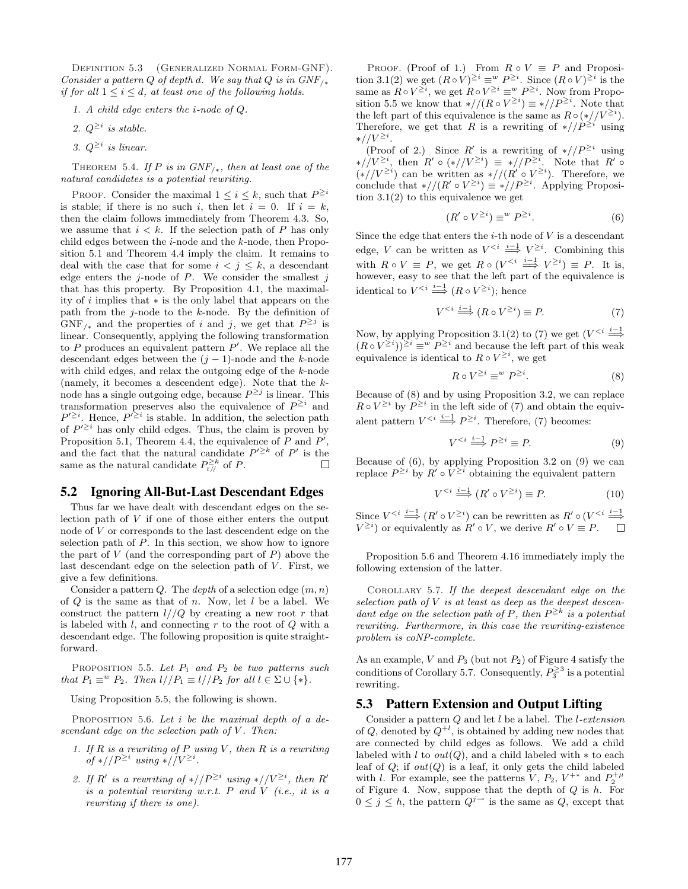Definition 5.3 (Generalized Normal Form-GNF). *Consider a pattern $Q$ of depth $d$. We say that $Q$ is in $GNF_{/*}$ if for all $1 \le i \le d$, at least one of the following holds.*

1. *A child edge enters the $i$-node of $Q$.*
2. *$Q^{\ge i}$ is stable.*
3. *$Q^{\ge i}$ is linear.*

Theorem 5.4. *If $P$ is in $GNF_{/*}$, then at least one of the natural candidates is a potential rewriting.*

Proof. Consider the maximal $1 \le i \le k$, such that $P^{\ge i}$ is stable; if there is no such $i$, then let $i = 0$. If $i = k$, then the claim follows immediately from Theorem 4.3. So, we assume that $i < k$. If the selection path of $P$ has only child edges between the $i$-node and the $k$-node, then Proposition 5.1 and Theorem 4.4 imply the claim. It remains to deal with the case that for some $i < j \le k$, a descendant edge enters the $j$-node of $P$. We consider the smallest $j$ that has this property. By Proposition 4.1, the maximality of $i$ implies that $*$ is the only label that appears on the path from the $j$-node to the $k$-node. By the definition of $\text{GNF}_{/*}$ and the properties of $i$ and $j$, we get that $P^{\ge j}$ is linear. Consequently, applying the following transformation to $P$ produces an equivalent pattern $P'$. We replace all the descendant edges between the $(j-1)$-node and the $k$-node with child edges, and relax the outgoing edge of the $k$-node (namely, it becomes a descendent edge). Note that the $k$-node has a single outgoing edge, because $P^{\ge j}$ is linear. This transformation preserves also the equivalence of $P^{\ge i}$ and $P'^{\ge i}$. Hence, $P'^{\ge i}$ is stable. In addition, the selection path of $P'^{\ge i}$ has only child edges. Thus, the claim is proven by Proposition 5.1, Theorem 4.4, the equivalence of $P$ and $P'$, and the fact that the natural candidate $P'^{\ge k}$ of $P'$ is the same as the natural candidate $P^{\ge k}_{r//}$ of $P$. $\square$

## 5.2 Ignoring All-But-Last Descendant Edges

Thus far we have dealt with descendant edges on the selection path of $V$ if one of those either enters the output node of $V$ or corresponds to the last descendent edge on the selection path of $P$. In this section, we show how to ignore the part of $V$ (and the corresponding part of $P$) above the last descendant edge on the selection path of $V$. First, we give a few definitions.

Consider a pattern $Q$. The *depth* of a selection edge $(m, n)$ of $Q$ is the same as that of $n$. Now, let $l$ be a label. We construct the pattern $l//Q$ by creating a new root $r$ that is labeled with $l$, and connecting $r$ to the root of $Q$ with a descendant edge. The following proposition is quite straightforward.

Proposition 5.5. *Let $P_1$ and $P_2$ be two patterns such that $P_1 \equiv^w P_2$. Then $l//P_1 \equiv l//P_2$ for all $l \in \Sigma \cup \{*\}$.*

Using Proposition 5.5, the following is shown.

Proposition 5.6. *Let $i$ be the maximal depth of a descendant edge on the selection path of $V$. Then:*

1. *If $R$ is a rewriting of $P$ using $V$, then $R$ is a rewriting of $*//P^{\ge i}$ using $*//V^{\ge i}$.*
2. *If $R'$ is a rewriting of $*//P^{\ge i}$ using $*//V^{\ge i}$, then $R'$ is a potential rewriting w.r.t. $P$ and $V$ (i.e., it is a rewriting if there is one).*

Proof. (Proof of 1.) From $R \circ V \equiv P$ and Proposition 3.1(2) we get $(R \circ V)^{\ge i} \equiv^w P^{\ge i}$. Since $(R \circ V)^{\ge i}$ is the same as $R \circ V^{\ge i}$, we get $R \circ V^{\ge i} \equiv^w P^{\ge i}$. Now from Proposition 5.5 we know that $*//(R \circ V^{\ge i}) \equiv *//P^{\ge i}$. Note that the left part of this equivalence is the same as $R \circ (*//V^{\ge i})$. Therefore, we get that $R$ is a rewriting of $*//P^{\ge i}$ using $*//V^{\ge i}$.

(Proof of 2.) Since $R'$ is a rewriting of $*//P^{\ge i}$ using $*//V^{\ge i}$, then $R' \circ (*//V^{\ge i}) \equiv *//P^{\ge i}$. Note that $R' \circ (*//V^{\ge i})$ can be written as $*//(R' \circ V^{\ge i})$. Therefore, we conclude that $*//(R' \circ V^{\ge i}) \equiv *//P^{\ge i}$. Applying Proposition 3.1(2) to this equivalence we get

$$(R' \circ V^{\ge i}) \equiv^w P^{\ge i}. \tag{6}$$

Since the edge that enters the $i$-th node of $V$ is a descendant edge, $V$ can be written as $V^{<i} \overset{i-1}{\Longrightarrow} V^{\ge i}$. Combining this with $R \circ V \equiv P$, we get $R \circ (V^{<i} \overset{i-1}{\Longrightarrow} V^{\ge i}) \equiv P$. It is, however, easy to see that the left part of the equivalence is identical to $V^{<i} \overset{i-1}{\Longrightarrow} (R \circ V^{\ge i})$; hence

$$V^{<i} \overset{i-1}{\Longrightarrow} (R \circ V^{\ge i}) \equiv P. \tag{7}$$

Now, by applying Proposition 3.1(2) to (7) we get $(V^{<i} \overset{i-1}{\Longrightarrow} (R \circ V^{\ge i}))^{\ge i} \equiv^w P^{\ge i}$ and because the left part of this weak equivalence is identical to $R \circ V^{\ge i}$, we get

$$R \circ V^{\ge i} \equiv^w P^{\ge i}. \tag{8}$$

Because of (8) and by using Proposition 3.2, we can replace $R \circ V^{\ge i}$ by $P^{\ge i}$ in the left side of (7) and obtain the equivalent pattern $V^{<i} \overset{i-1}{\Longrightarrow} P^{\ge i}$. Therefore, (7) becomes:

$$V^{<i} \overset{i-1}{\Longrightarrow} P^{\ge i} \equiv P. \tag{9}$$

Because of (6), by applying Proposition 3.2 on (9) we can replace $P^{\ge i}$ by $R' \circ V^{\ge i}$ obtaining the equivalent pattern

$$V^{<i} \overset{i-1}{\Longrightarrow} (R' \circ V^{\ge i}) \equiv P. \tag{10}$$

Since $V^{<i} \overset{i-1}{\Longrightarrow} (R' \circ V^{\ge i})$ can be rewritten as $R' \circ (V^{<i} \overset{i-1}{\Longrightarrow} V^{\ge i})$ or equivalently as $R' \circ V$, we derive $R' \circ V \equiv P$. $\square$

Proposition 5.6 and Theorem 4.16 immediately imply the following extension of the latter.

Corollary 5.7. *If the deepest descendant edge on the selection path of $V$ is at least as deep as the deepest descendant edge on the selection path of $P$, then $P^{\ge k}$ is a potential rewriting. Furthermore, in this case the rewriting-existence problem is coNP-complete.*

As an example, $V$ and $P_3$ (but not $P_2$) of Figure 4 satisfy the conditions of Corollary 5.7. Consequently, $P_3^{\ge 3}$ is a potential rewriting.

## 5.3 Pattern Extension and Output Lifting

Consider a pattern $Q$ and let $l$ be a label. The *$l$-extension* of $Q$, denoted by $Q^{+l}$, is obtained by adding new nodes that are connected by child edges as follows. We add a child labeled with $l$ to $out(Q)$, and a child labeled with $*$ to each leaf of $Q$; if $out(Q)$ is a leaf, it only gets the child labeled with $l$. For example, see the patterns $V$, $P_2$, $V^{+*}$ and $P_2^{+\mu}$ of Figure 4. Now, suppose that the depth of $Q$ is $h$. For $0 \le j \le h$, the pattern $Q^{j\rightarrow}$ is the same as $Q$, except that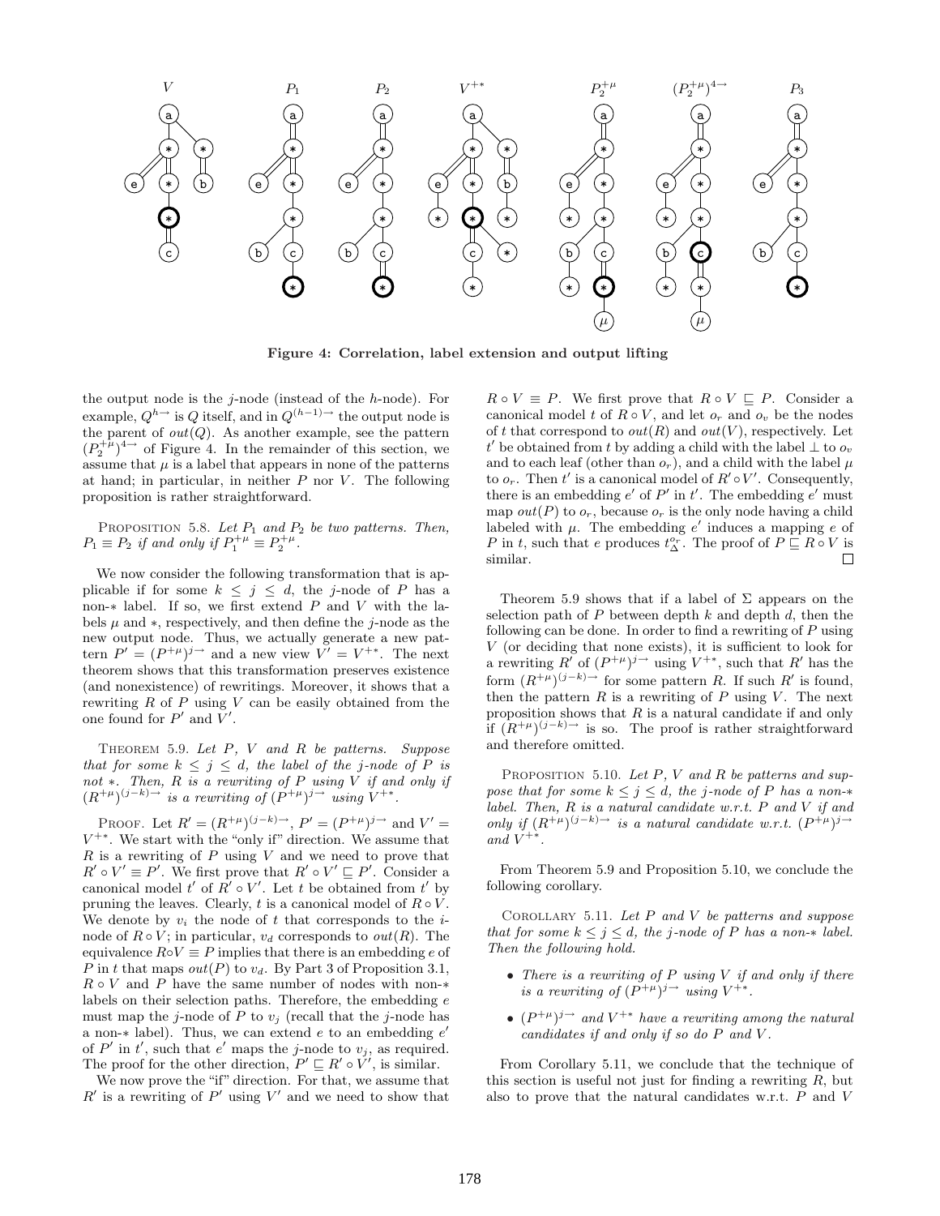**Figure 4: Correlation, label extension and output lifting**

the output node is the $j$-node (instead of the $h$-node). For example, $Q^{h\rightarrow}$ is $Q$ itself, and in $Q^{(h-1)\rightarrow}$ the output node is the parent of $out(Q)$. As another example, see the pattern $(P_2^{+\mu})^{4\rightarrow}$ of Figure 4. In the remainder of this section, we assume that $\mu$ is a label that appears in none of the patterns at hand; in particular, in neither $P$ nor $V$. The following proposition is rather straightforward.

PROPOSITION 5.8. *Let $P_1$ and $P_2$ be two patterns. Then, $P_1 \equiv P_2$ if and only if $P_1^{+\mu} \equiv P_2^{+\mu}$.*

We now consider the following transformation that is applicable if for some $k \leq j \leq d$, the $j$-node of $P$ has a non-$*$ label. If so, we first extend $P$ and $V$ with the labels $\mu$ and $*$, respectively, and then define the $j$-node as the new output node. Thus, we actually generate a new pattern $P' = (P^{+\mu})^{j\rightarrow}$ and a new view $V' = V^{+*}$. The next theorem shows that this transformation preserves existence (and nonexistence) of rewritings. Moreover, it shows that a rewriting $R$ of $P$ using $V$ can be easily obtained from the one found for $P'$ and $V'$.

THEOREM 5.9. *Let $P$, $V$ and $R$ be patterns. Suppose that for some $k \leq j \leq d$, the label of the $j$-node of $P$ is not $*$. Then, $R$ is a rewriting of $P$ using $V$ if and only if $(R^{+\mu})^{(j-k)\rightarrow}$ is a rewriting of $(P^{+\mu})^{j\rightarrow}$ using $V^{+*}$.*

PROOF. Let $R' = (R^{+\mu})^{(j-k)\rightarrow}$, $P' = (P^{+\mu})^{j\rightarrow}$ and $V' = V^{+*}$. We start with the "only if" direction. We assume that $R$ is a rewriting of $P$ using $V$ and we need to prove that $R' \circ V' \equiv P'$. We first prove that $R' \circ V' \sqsubseteq P'$. Consider a canonical model $t'$ of $R' \circ V'$. Let $t$ be obtained from $t'$ by pruning the leaves. Clearly, $t$ is a canonical model of $R \circ V$. We denote by $v_i$ the node of $t$ that corresponds to the $i$-node of $R \circ V$; in particular, $v_d$ corresponds to $out(R)$. The equivalence $R \circ V \equiv P$ implies that there is an embedding $e$ of $P$ in $t$ that maps $out(P)$ to $v_d$. By Part 3 of Proposition 3.1, $R \circ V$ and $P$ have the same number of nodes with non-$*$ labels on their selection paths. Therefore, the embedding $e$ must map the $j$-node of $P$ to $v_j$ (recall that the $j$-node has a non-$*$ label). Thus, we can extend $e$ to an embedding $e'$ of $P'$ in $t'$, such that $e'$ maps the $j$-node to $v_j$, as required. The proof for the other direction, $P' \sqsubseteq R' \circ V'$, is similar.

We now prove the "if" direction. For that, we assume that $R'$ is a rewriting of $P'$ using $V'$ and we need to show that $R \circ V \equiv P$. We first prove that $R \circ V \sqsubseteq P$. Consider a canonical model $t$ of $R \circ V$, and let $o_r$ and $o_v$ be the nodes of $t$ that correspond to $out(R)$ and $out(V)$, respectively. Let $t'$ be obtained from $t$ by adding a child with the label $\perp$ to $o_v$ and to each leaf (other than $o_r$), and a child with the label $\mu$ to $o_r$. Then $t'$ is a canonical model of $R' \circ V'$. Consequently, there is an embedding $e'$ of $P'$ in $t'$. The embedding $e'$ must map $out(P)$ to $o_r$, because $o_r$ is the only node having a child labeled with $\mu$. The embedding $e'$ induces a mapping $e$ of $P$ in $t$, such that $e$ produces $t_{\Delta}^{o_r}$. The proof of $P \sqsubseteq R \circ V$ is similar. $\square$

Theorem 5.9 shows that if a label of $\Sigma$ appears on the selection path of $P$ between depth $k$ and depth $d$, then the following can be done. In order to find a rewriting of $P$ using $V$ (or deciding that none exists), it is sufficient to look for a rewriting $R'$ of $(P^{+\mu})^{j\rightarrow}$ using $V^{+*}$, such that $R'$ has the form $(R^{+\mu})^{(j-k)\rightarrow}$ for some pattern $R$. If such $R'$ is found, then the pattern $R$ is a rewriting of $P$ using $V$. The next proposition shows that $R$ is a natural candidate if and only if $(R^{+\mu})^{(j-k)\rightarrow}$ is so. The proof is rather straightforward and therefore omitted.

PROPOSITION 5.10. *Let $P$, $V$ and $R$ be patterns and suppose that for some $k \leq j \leq d$, the $j$-node of $P$ has a non-$*$ label. Then, $R$ is a natural candidate w.r.t. $P$ and $V$ if and only if $(R^{+\mu})^{(j-k)\rightarrow}$ is a natural candidate w.r.t. $(P^{+\mu})^{j\rightarrow}$ and $V^{+*}$.*

From Theorem 5.9 and Proposition 5.10, we conclude the following corollary.

COROLLARY 5.11. *Let $P$ and $V$ be patterns and suppose that for some $k \leq j \leq d$, the $j$-node of $P$ has a non-$*$ label. Then the following hold.*

- *There is a rewriting of $P$ using $V$ if and only if there is a rewriting of $(P^{+\mu})^{j\rightarrow}$ using $V^{+*}$.*
- *$(P^{+\mu})^{j\rightarrow}$ and $V^{+*}$ have a rewriting among the natural candidates if and only if so do $P$ and $V$.*

From Corollary 5.11, we conclude that the technique of this section is useful not just for finding a rewriting $R$, but also to prove that the natural candidates w.r.t. $P$ and $V$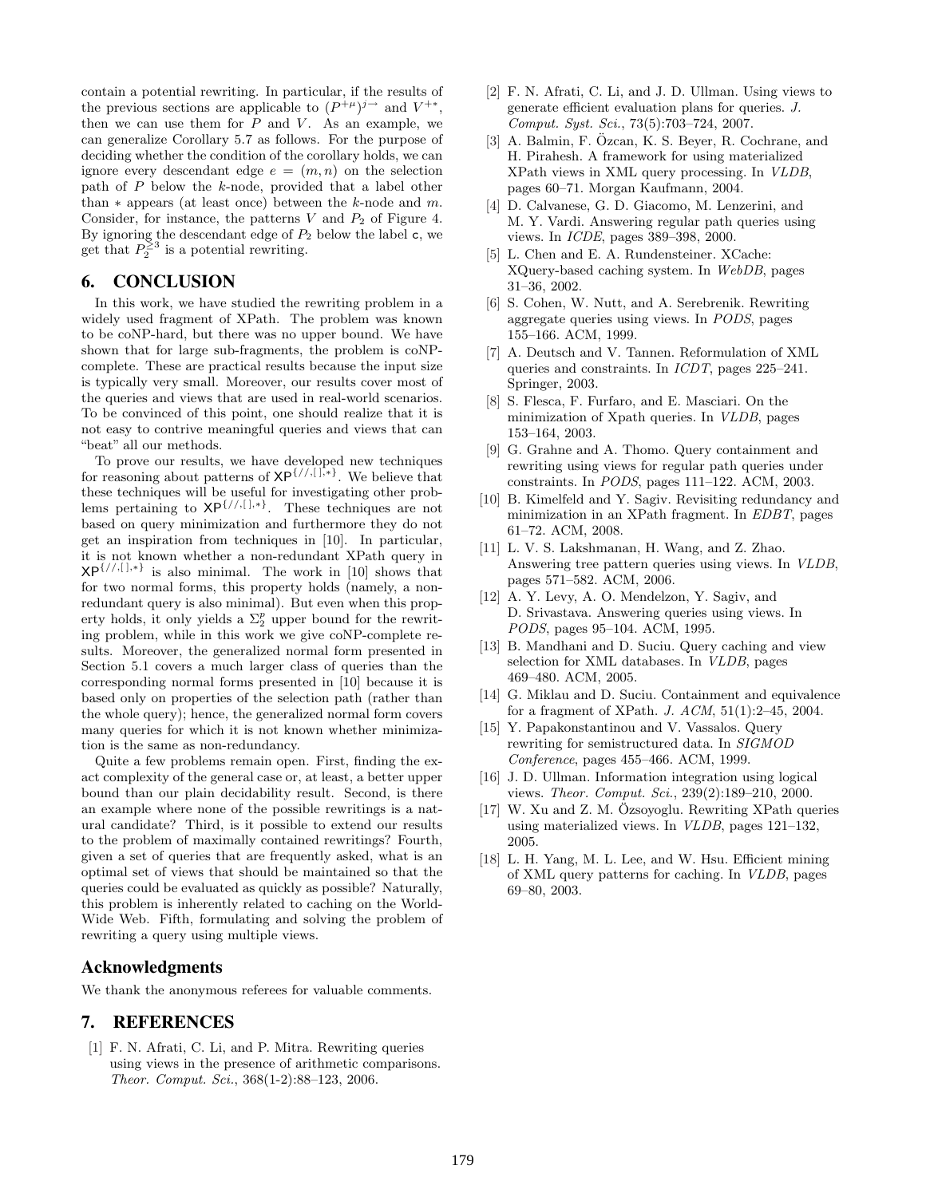contain a potential rewriting. In particular, if the results of the previous sections are applicable to $(P^{+\mu})^{j\rightarrow}$ and $V^{+*}$, then we can use them for $P$ and $V$. As an example, we can generalize Corollary 5.7 as follows. For the purpose of deciding whether the condition of the corollary holds, we can ignore every descendant edge $e = (m, n)$ on the selection path of $P$ below the $k$-node, provided that a label other than $*$ appears (at least once) between the $k$-node and $m$. Consider, for instance, the patterns $V$ and $P_2$ of Figure 4. By ignoring the descendant edge of $P_2$ below the label c, we get that $P_2^{\geq 3}$ is a potential rewriting.

## 6. CONCLUSION

In this work, we have studied the rewriting problem in a widely used fragment of XPath. The problem was known to be coNP-hard, but there was no upper bound. We have shown that for large sub-fragments, the problem is coNP-complete. These are practical results because the input size is typically very small. Moreover, our results cover most of the queries and views that are used in real-world scenarios. To be convinced of this point, one should realize that it is not easy to contrive meaningful queries and views that can "beat" all our methods.

To prove our results, we have developed new techniques for reasoning about patterns of $\mathsf{XP}^{\{//,[\,],*\}}$. We believe that these techniques will be useful for investigating other problems pertaining to $\mathsf{XP}^{\{//,[\,],*\}}$. These techniques are not based on query minimization and furthermore they do not get an inspiration from techniques in [10]. In particular, it is not known whether a non-redundant XPath query in $\mathsf{XP}^{\{//,[\,],*\}}$ is also minimal. The work in [10] shows that for two normal forms, this property holds (namely, a non-redundant query is also minimal). But even when this property holds, it only yields a $\Sigma_2^p$ upper bound for the rewriting problem, while in this work we give coNP-complete results. Moreover, the generalized normal form presented in Section 5.1 covers a much larger class of queries than the corresponding normal forms presented in [10] because it is based only on properties of the selection path (rather than the whole query); hence, the generalized normal form covers many queries for which it is not known whether minimization is the same as non-redundancy.

Quite a few problems remain open. First, finding the exact complexity of the general case or, at least, a better upper bound than our plain decidability result. Second, is there an example where none of the possible rewritings is a natural candidate? Third, is it possible to extend our results to the problem of maximally contained rewritings? Fourth, given a set of queries that are frequently asked, what is an optimal set of views that should be maintained so that the queries could be evaluated as quickly as possible? Naturally, this problem is inherently related to caching on the World-Wide Web. Fifth, formulating and solving the problem of rewriting a query using multiple views.

### Acknowledgments

We thank the anonymous referees for valuable comments.

## 7. REFERENCES

[1] F. N. Afrati, C. Li, and P. Mitra. Rewriting queries using views in the presence of arithmetic comparisons. *Theor. Comput. Sci.*, 368(1-2):88–123, 2006.

[2] F. N. Afrati, C. Li, and J. D. Ullman. Using views to generate efficient evaluation plans for queries. *J. Comput. Syst. Sci.*, 73(5):703–724, 2007.

[3] A. Balmin, F. Özcan, K. S. Beyer, R. Cochrane, and H. Pirahesh. A framework for using materialized XPath views in XML query processing. In *VLDB*, pages 60–71. Morgan Kaufmann, 2004.

[4] D. Calvanese, G. D. Giacomo, M. Lenzerini, and M. Y. Vardi. Answering regular path queries using views. In *ICDE*, pages 389–398, 2000.

[5] L. Chen and E. A. Rundensteiner. XCache: XQuery-based caching system. In *WebDB*, pages 31–36, 2002.

[6] S. Cohen, W. Nutt, and A. Serebrenik. Rewriting aggregate queries using views. In *PODS*, pages 155–166. ACM, 1999.

[7] A. Deutsch and V. Tannen. Reformulation of XML queries and constraints. In *ICDT*, pages 225–241. Springer, 2003.

[8] S. Flesca, F. Furfaro, and E. Masciari. On the minimization of Xpath queries. In *VLDB*, pages 153–164, 2003.

[9] G. Grahne and A. Thomo. Query containment and rewriting using views for regular path queries under constraints. In *PODS*, pages 111–122. ACM, 2003.

[10] B. Kimelfeld and Y. Sagiv. Revisiting redundancy and minimization in an XPath fragment. In *EDBT*, pages 61–72. ACM, 2008.

[11] L. V. S. Lakshmanan, H. Wang, and Z. Zhao. Answering tree pattern queries using views. In *VLDB*, pages 571–582. ACM, 2006.

[12] A. Y. Levy, A. O. Mendelzon, Y. Sagiv, and D. Srivastava. Answering queries using views. In *PODS*, pages 95–104. ACM, 1995.

[13] B. Mandhani and D. Suciu. Query caching and view selection for XML databases. In *VLDB*, pages 469–480. ACM, 2005.

[14] G. Miklau and D. Suciu. Containment and equivalence for a fragment of XPath. *J. ACM*, 51(1):2–45, 2004.

[15] Y. Papakonstantinou and V. Vassalos. Query rewriting for semistructured data. In *SIGMOD Conference*, pages 455–466. ACM, 1999.

[16] J. D. Ullman. Information integration using logical views. *Theor. Comput. Sci.*, 239(2):189–210, 2000.

[17] W. Xu and Z. M. Özsoyoglu. Rewriting XPath queries using materialized views. In *VLDB*, pages 121–132, 2005.

[18] L. H. Yang, M. L. Lee, and W. Hsu. Efficient mining of XML query patterns for caching. In *VLDB*, pages 69–80, 2003.